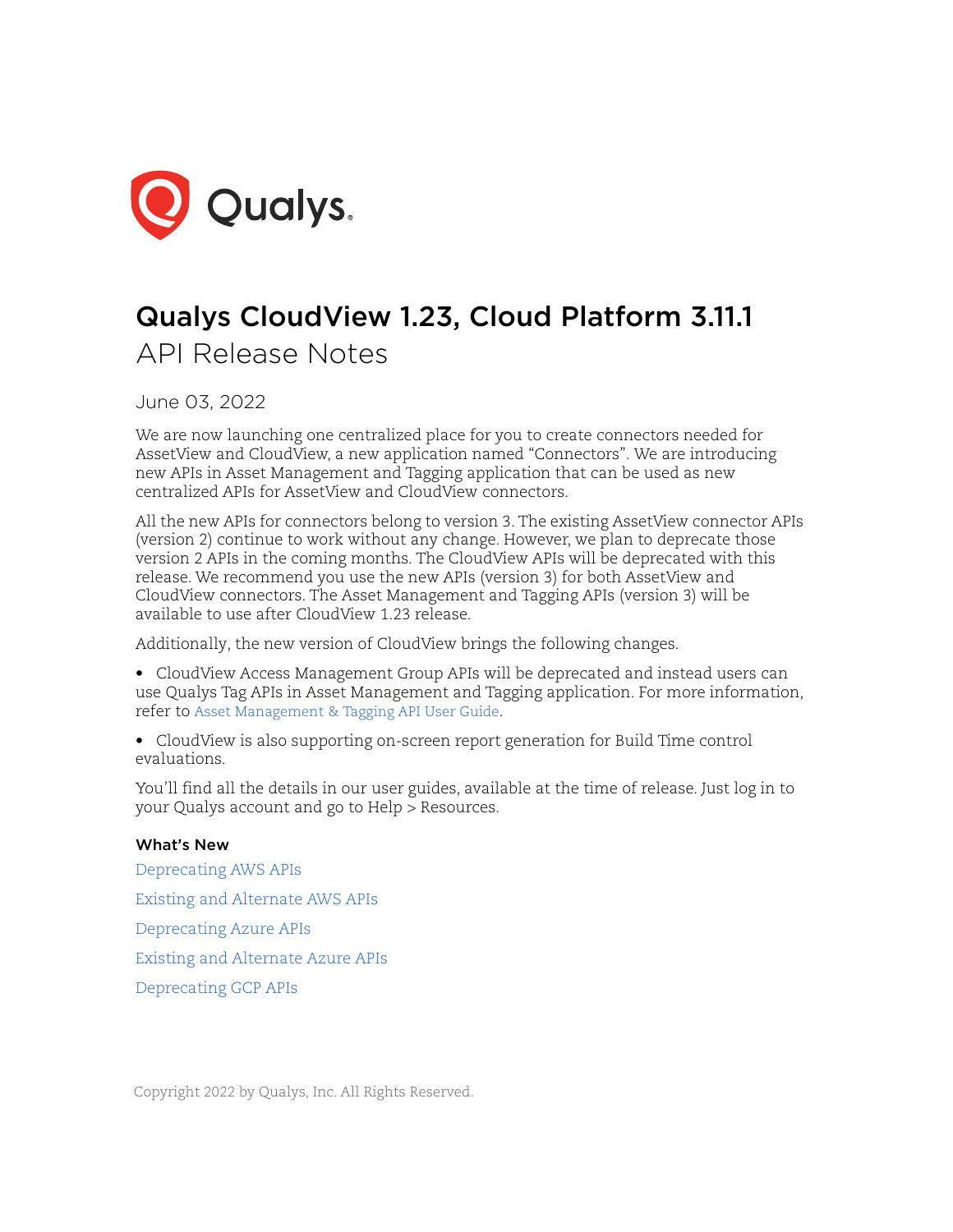# Qualys CloudView 1.23, Cloud Platform 3.11.1

## API Release Notes

June 03, 2022

We are now launching one centralized place for you to create connectors needed for AssetView and CloudView, a new application named "Connectors". We are introducing new APIs in Asset Management and Tagging application that can be used as new centralized APIs for AssetView and CloudView connectors.

All the new APIs for connectors belong to version 3. The existing AssetView connector APIs (version 2) continue to work without any change. However, we plan to deprecate those version 2 APIs in the coming months. The CloudView APIs will be deprecated with this release. We recommend you use the new APIs (version 3) for both AssetView and CloudView connectors. The Asset Management and Tagging APIs (version 3) will be available to use after CloudView 1.23 release.

Additionally, the new version of CloudView brings the following changes.

- CloudView Access Management Group APIs will be deprecated and instead users can use Qualys Tag APIs in Asset Management and Tagging application. For more information, refer to Asset Management & Tagging API User Guide.
- CloudView is also supporting on-screen report generation for Build Time control evaluations.

You'll find all the details in our user guides, available at the time of release. Just log in to your Qualys account and go to Help > Resources.

### What's New

Deprecating AWS APIs

Existing and Alternate AWS APIs

Deprecating Azure APIs

Existing and Alternate Azure APIs

Deprecating GCP APIs

Copyright 2022 by Qualys, Inc. All Rights Reserved.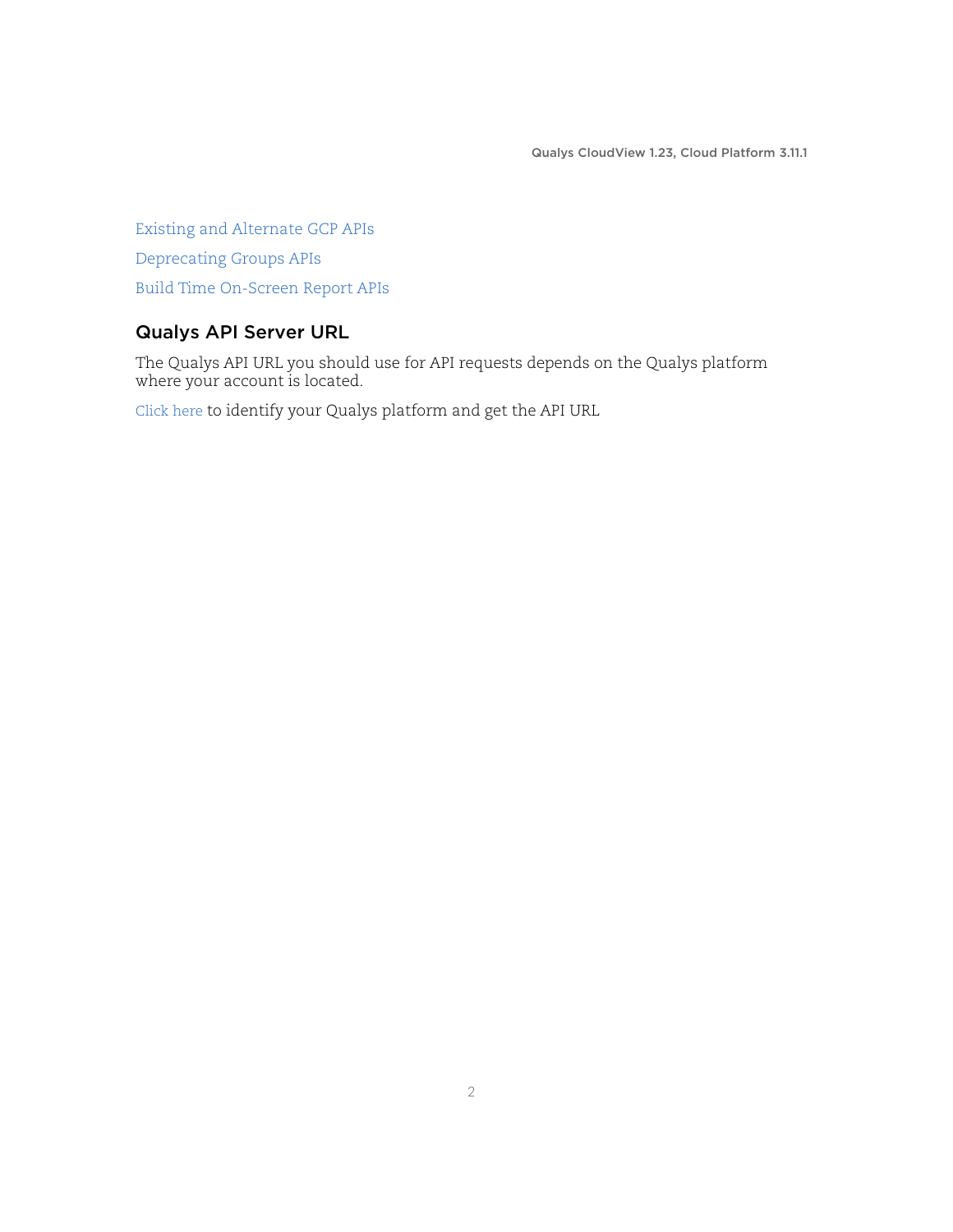Existing and Alternate GCP APIs

Deprecating Groups APIs

Build Time On-Screen Report APIs

## Qualys API Server URL

The Qualys API URL you should use for API requests depends on the Qualys platform where your account is located.

Click here to identify your Qualys platform and get the API URL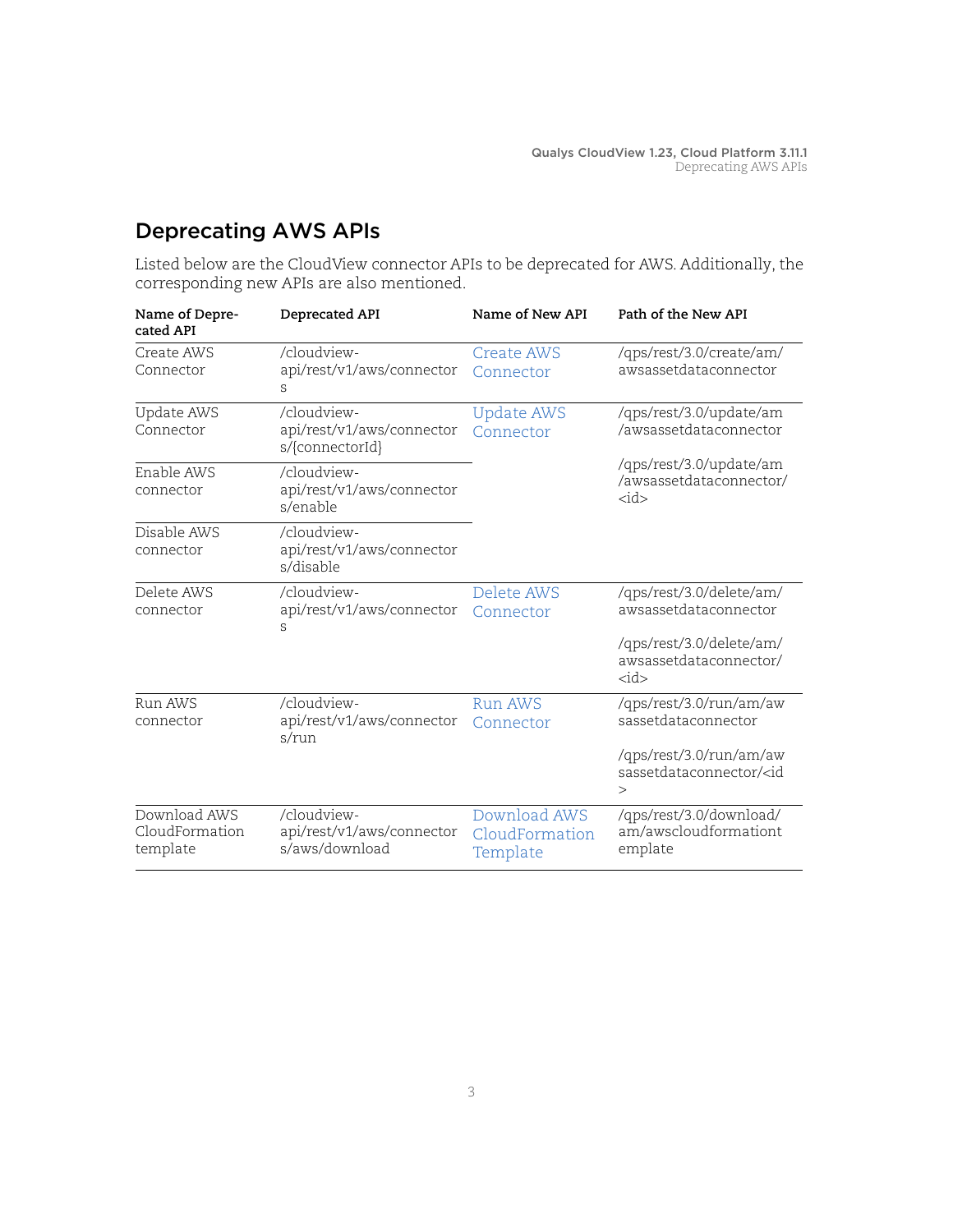## Deprecating AWS APIs

Listed below are the CloudView connector APIs to be deprecated for AWS. Additionally, the corresponding new APIs are also mentioned.

| Name of Deprecated API | Deprecated API | Name of New API | Path of the New API |
|---|---|---|---|
| Create AWS Connector | /cloudview-api/rest/v1/aws/connectors | Create AWS Connector | /qps/rest/3.0/create/am/awsassetdataconnector |
| Update AWS Connector | /cloudview-api/rest/v1/aws/connectors/{connectorId} | Update AWS Connector | /qps/rest/3.0/update/am/awsassetdataconnector<br><br>/qps/rest/3.0/update/am/awsassetdataconnector/<id> |
| Enable AWS connector | /cloudview-api/rest/v1/aws/connectors/enable | | |
| Disable AWS connector | /cloudview-api/rest/v1/aws/connectors/disable | | |
| Delete AWS connector | /cloudview-api/rest/v1/aws/connectors | Delete AWS Connector | /qps/rest/3.0/delete/am/awsassetdataconnector<br><br>/qps/rest/3.0/delete/am/awsassetdataconnector/<id> |
| Run AWS connector | /cloudview-api/rest/v1/aws/connectors/run | Run AWS Connector | /qps/rest/3.0/run/am/awsassetdataconnector<br><br>/qps/rest/3.0/run/am/awsassetdataconnector/<id> |
| Download AWS CloudFormation template | /cloudview-api/rest/v1/aws/connectors/aws/download | Download AWS CloudFormation Template | /qps/rest/3.0/download/am/awscloudformationtemplate |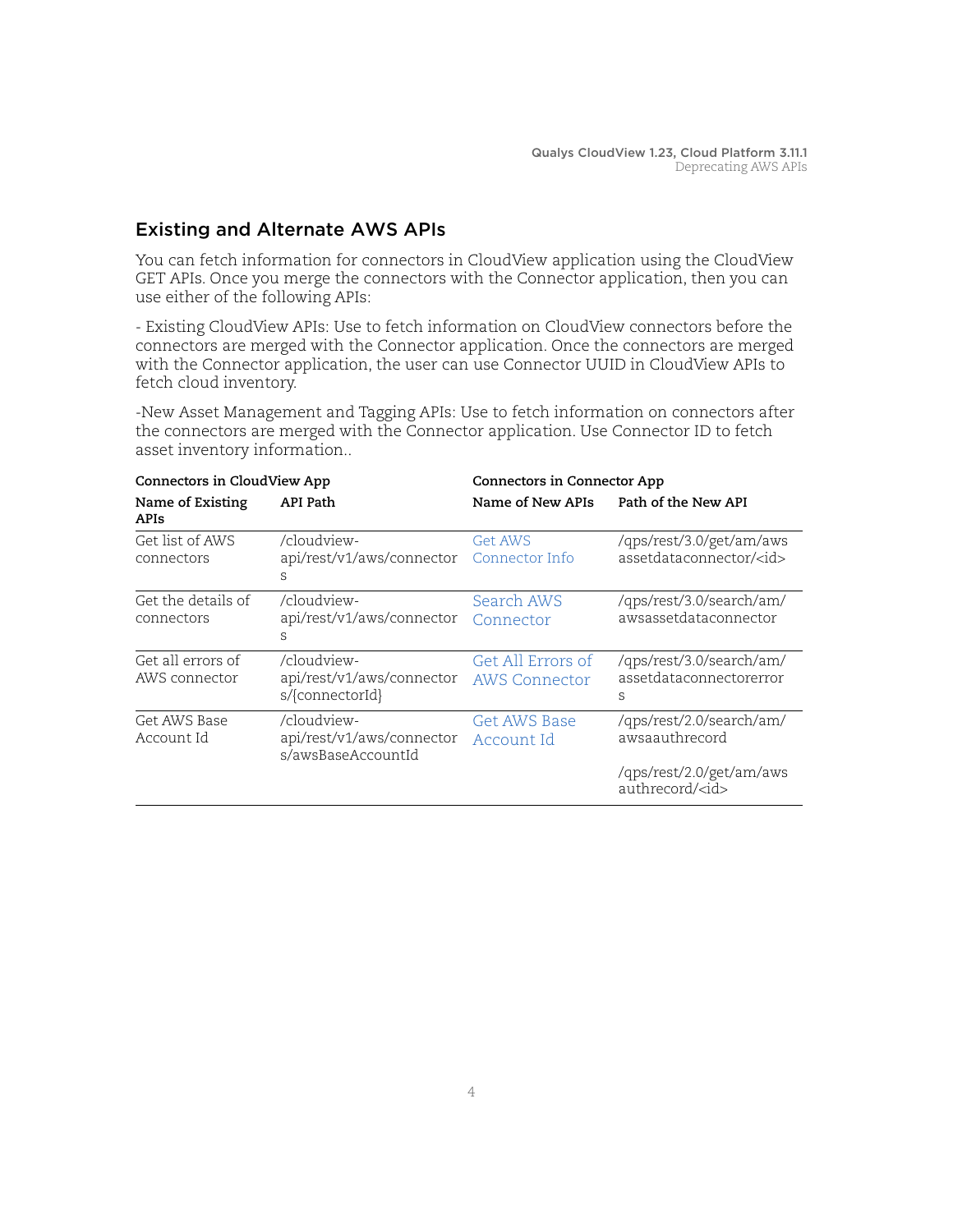## Existing and Alternate AWS APIs

You can fetch information for connectors in CloudView application using the CloudView GET APIs. Once you merge the connectors with the Connector application, then you can use either of the following APIs:

- Existing CloudView APIs: Use to fetch information on CloudView connectors before the connectors are merged with the Connector application. Once the connectors are merged with the Connector application, the user can use Connector UUID in CloudView APIs to fetch cloud inventory.

-New Asset Management and Tagging APIs: Use to fetch information on connectors after the connectors are merged with the Connector application. Use Connector ID to fetch asset inventory information..

| **Connectors in CloudView App** | | **Connectors in Connector App** | |
|---|---|---|---|
| **Name of Existing APIs** | **API Path** | **Name of New APIs** | **Path of the New API** |
| Get list of AWS connectors | /cloudview-api/rest/v1/aws/connectors | Get AWS Connector Info | /qps/rest/3.0/get/am/awsassetdataconnector/<id> |
| Get the details of connectors | /cloudview-api/rest/v1/aws/connectors | Search AWS Connector | /qps/rest/3.0/search/am/awsassetdataconnector |
| Get all errors of AWS connector | /cloudview-api/rest/v1/aws/connectors/{connectorId} | Get All Errors of AWS Connector | /qps/rest/3.0/search/am/assetdataconnectorerrors |
| Get AWS Base Account Id | /cloudview-api/rest/v1/aws/connectors/awsBaseAccountId | Get AWS Base Account Id | /qps/rest/2.0/search/am/awsaauthrecord<br><br>/qps/rest/2.0/get/am/awsauthrecord/<id> |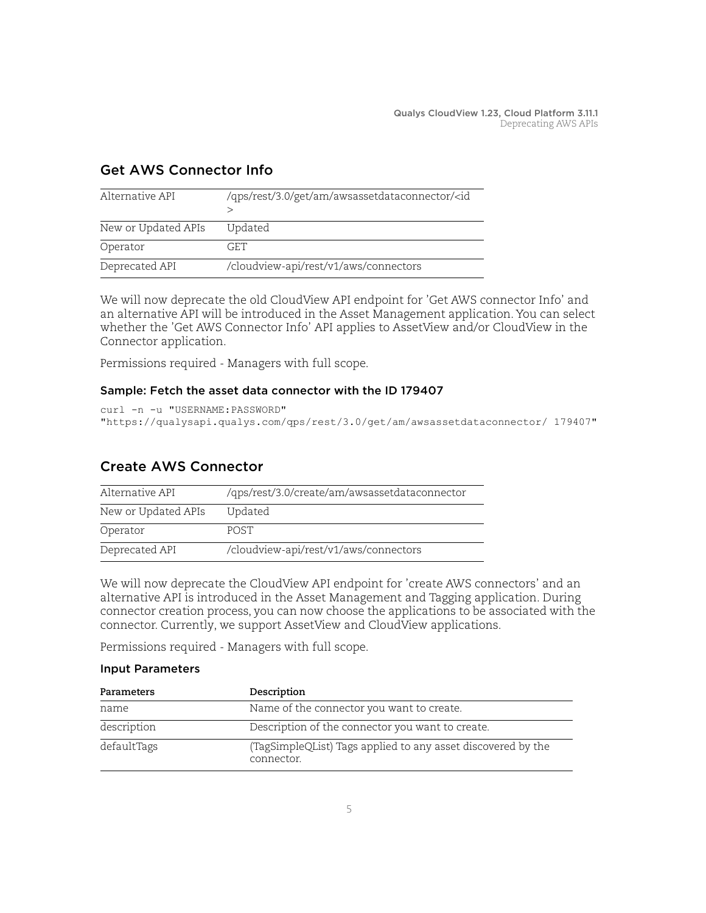## Get AWS Connector Info

| | |
|---|---|
| Alternative API | /qps/rest/3.0/get/am/awsassetdataconnector/<id > |
| New or Updated APIs | Updated |
| Operator | GET |
| Deprecated API | /cloudview-api/rest/v1/aws/connectors |

We will now deprecate the old CloudView API endpoint for 'Get AWS connector Info' and an alternative API will be introduced in the Asset Management application. You can select whether the 'Get AWS Connector Info' API applies to AssetView and/or CloudView in the Connector application.

Permissions required - Managers with full scope.

### Sample: Fetch the asset data connector with the ID 179407

```
curl -n -u "USERNAME:PASSWORD"
"https://qualysapi.qualys.com/qps/rest/3.0/get/am/awsassetdataconnector/ 179407"
```

## Create AWS Connector

| | |
|---|---|
| Alternative API | /qps/rest/3.0/create/am/awsassetdataconnector |
| New or Updated APIs | Updated |
| Operator | POST |
| Deprecated API | /cloudview-api/rest/v1/aws/connectors |

We will now deprecate the CloudView API endpoint for 'create AWS connectors' and an alternative API is introduced in the Asset Management and Tagging application. During connector creation process, you can now choose the applications to be associated with the connector. Currently, we support AssetView and CloudView applications.

Permissions required - Managers with full scope.

### Input Parameters

| Parameters | Description |
|---|---|
| name | Name of the connector you want to create. |
| description | Description of the connector you want to create. |
| defaultTags | (TagSimpleQList) Tags applied to any asset discovered by the connector. |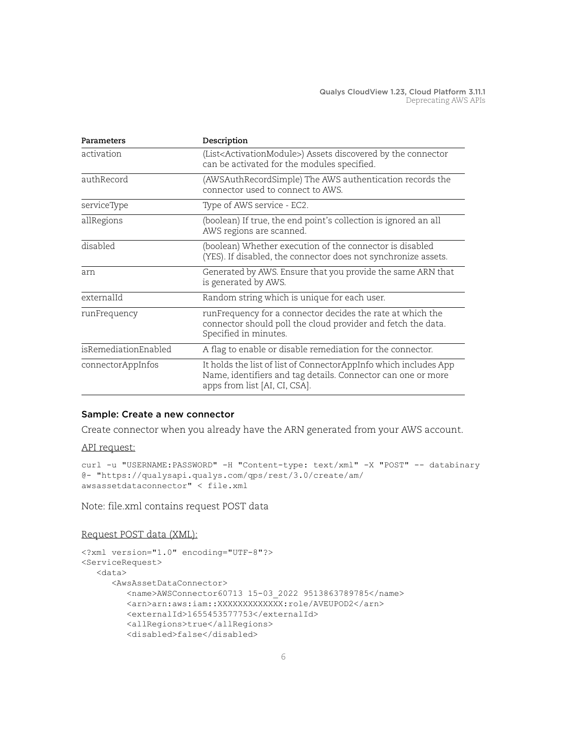| Parameters | Description |
| --- | --- |
| activation | (List<ActivationModule>) Assets discovered by the connector can be activated for the modules specified. |
| authRecord | (AWSAuthRecordSimple) The AWS authentication records the connector used to connect to AWS. |
| serviceType | Type of AWS service - EC2. |
| allRegions | (boolean) If true, the end point's collection is ignored an all AWS regions are scanned. |
| disabled | (boolean) Whether execution of the connector is disabled (YES). If disabled, the connector does not synchronize assets. |
| arn | Generated by AWS. Ensure that you provide the same ARN that is generated by AWS. |
| externalId | Random string which is unique for each user. |
| runFrequency | runFrequency for a connector decides the rate at which the connector should poll the cloud provider and fetch the data. Specified in minutes. |
| isRemediationEnabled | A flag to enable or disable remediation for the connector. |
| connectorAppInfos | It holds the list of list of ConnectorAppInfo which includes App Name, identifiers and tag details. Connector can one or more apps from list [AI, CI, CSA]. |

### Sample: Create a new connector

Create connector when you already have the ARN generated from your AWS account.

API request:

```
curl -u "USERNAME:PASSWORD" -H "Content-type: text/xml" -X "POST" -- databinary
@- "https://qualysapi.qualys.com/qps/rest/3.0/create/am/
awsassetdataconnector" < file.xml
```

Note: file.xml contains request POST data

Request POST data (XML):

```
<?xml version="1.0" encoding="UTF-8"?>
<ServiceRequest>
   <data>
      <AwsAssetDataConnector>
         <name>AWSConnector60713 15-03_2022 9513863789785</name>
         <arn>arn:aws:iam::XXXXXXXXXXXX:role/AVEUPOD2</arn>
         <externalId>1655453577753</externalId>
         <allRegions>true</allRegions>
         <disabled>false</disabled>
```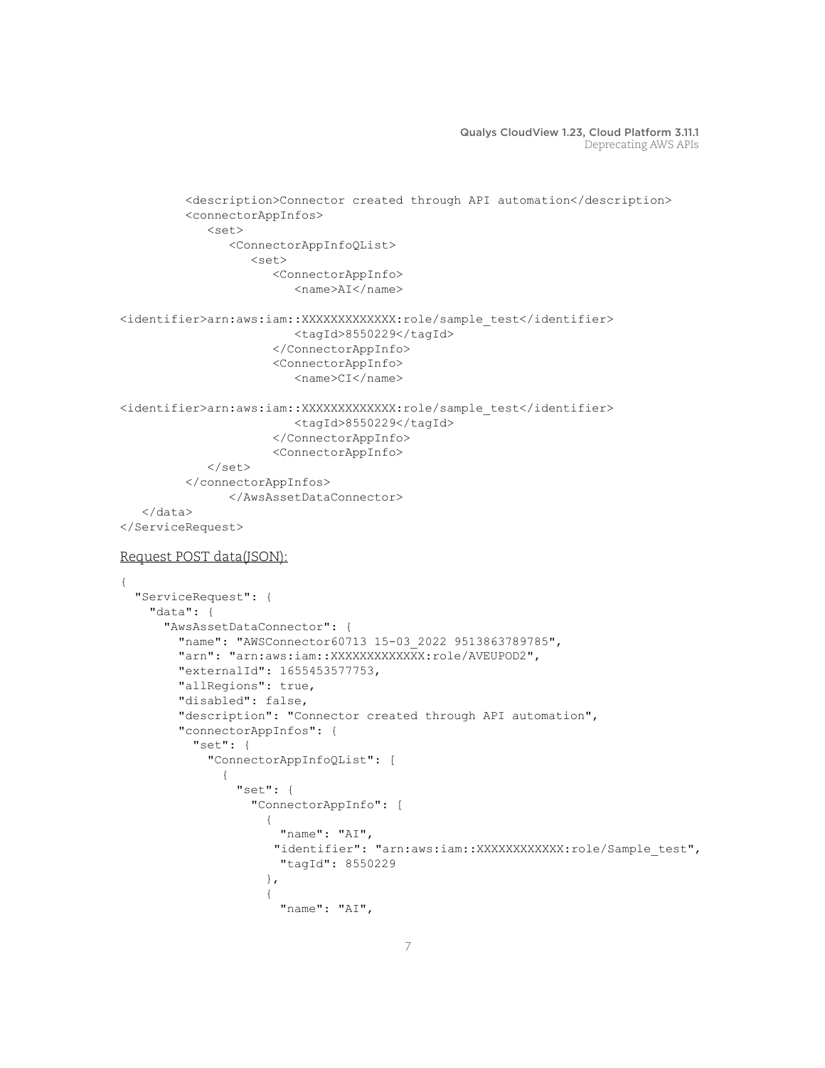```
        <description>Connector created through API automation</description>
        <connectorAppInfos>
           <set>
              <ConnectorAppInfoQList>
                 <set>
                    <ConnectorAppInfo>
                       <name>AI</name>

<identifier>arn:aws:iam::XXXXXXXXXXXX:role/sample_test</identifier>
                       <tagId>8550229</tagId>
                    </ConnectorAppInfo>
                    <ConnectorAppInfo>
                       <name>CI</name>

<identifier>arn:aws:iam::XXXXXXXXXXXX:role/sample_test</identifier>
                       <tagId>8550229</tagId>
                    </ConnectorAppInfo>
                    <ConnectorAppInfo>
           </set>
        </connectorAppInfos>
              </AwsAssetDataConnector>
   </data>
</ServiceRequest>
```

Request POST data(JSON):

```
{
  "ServiceRequest": {
    "data": {
      "AwsAssetDataConnector": {
        "name": "AWSConnector60713 15-03_2022 9513863789785",
        "arn": "arn:aws:iam::XXXXXXXXXXXX:role/AVEUPOD2",
        "externalId": 1655453577753,
        "allRegions": true,
        "disabled": false,
        "description": "Connector created through API automation",
        "connectorAppInfos": {
          "set": {
            "ConnectorAppInfoQList": [
              {
                "set": {
                  "ConnectorAppInfo": [
                    {
                      "name": "AI",
                     "identifier": "arn:aws:iam::XXXXXXXXXXXX:role/Sample_test",
                      "tagId": 8550229
                    },
                    {
                      "name": "AI",
```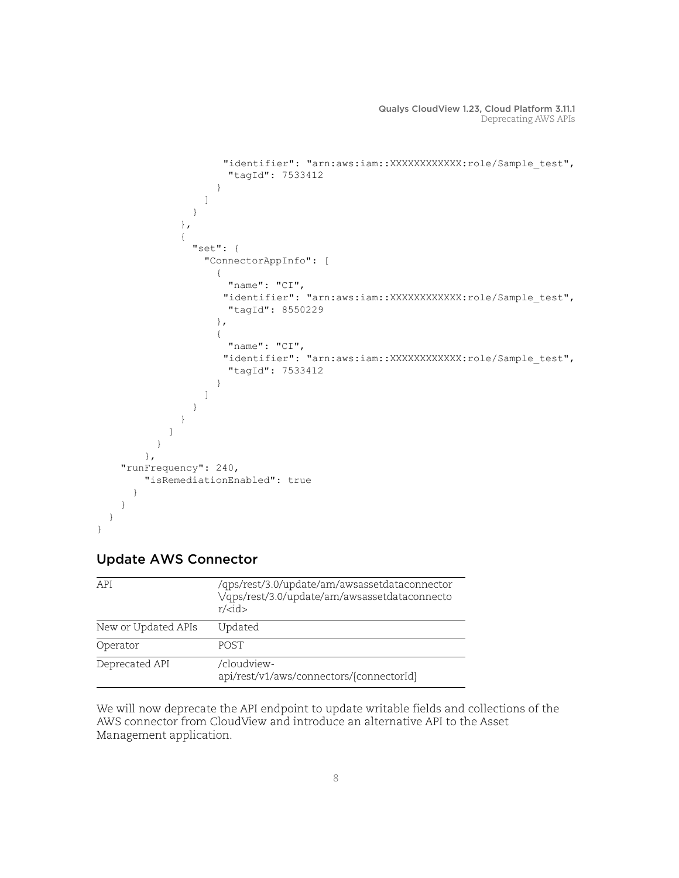```
                        "identifier": "arn:aws:iam::XXXXXXXXXXXX:role/Sample_test",
                        "tagId": 7533412
                      }
                    ]
                  }
                },
                {
                  "set": {
                    "ConnectorAppInfo": [
                      {
                        "name": "CI",
                        "identifier": "arn:aws:iam::XXXXXXXXXXXX:role/Sample_test",
                        "tagId": 8550229
                      },
                      {
                        "name": "CI",
                        "identifier": "arn:aws:iam::XXXXXXXXXXXX:role/Sample_test",
                        "tagId": 7533412
                      }
                    ]
                  }
                }
              ]
            }
          },
      "runFrequency": 240,
          "isRemediationEnabled": true
        }
      }
    }
}
```

## Update AWS Connector

| API | /qps/rest/3.0/update/am/awsassetdataconnector \/qps/rest/3.0/update/am/awsassetdataconnector/<id> |
|---|---|
| New or Updated APIs | Updated |
| Operator | POST |
| Deprecated API | /cloudview-api/rest/v1/aws/connectors/{connectorId} |

We will now deprecate the API endpoint to update writable fields and collections of the AWS connector from CloudView and introduce an alternative API to the Asset Management application.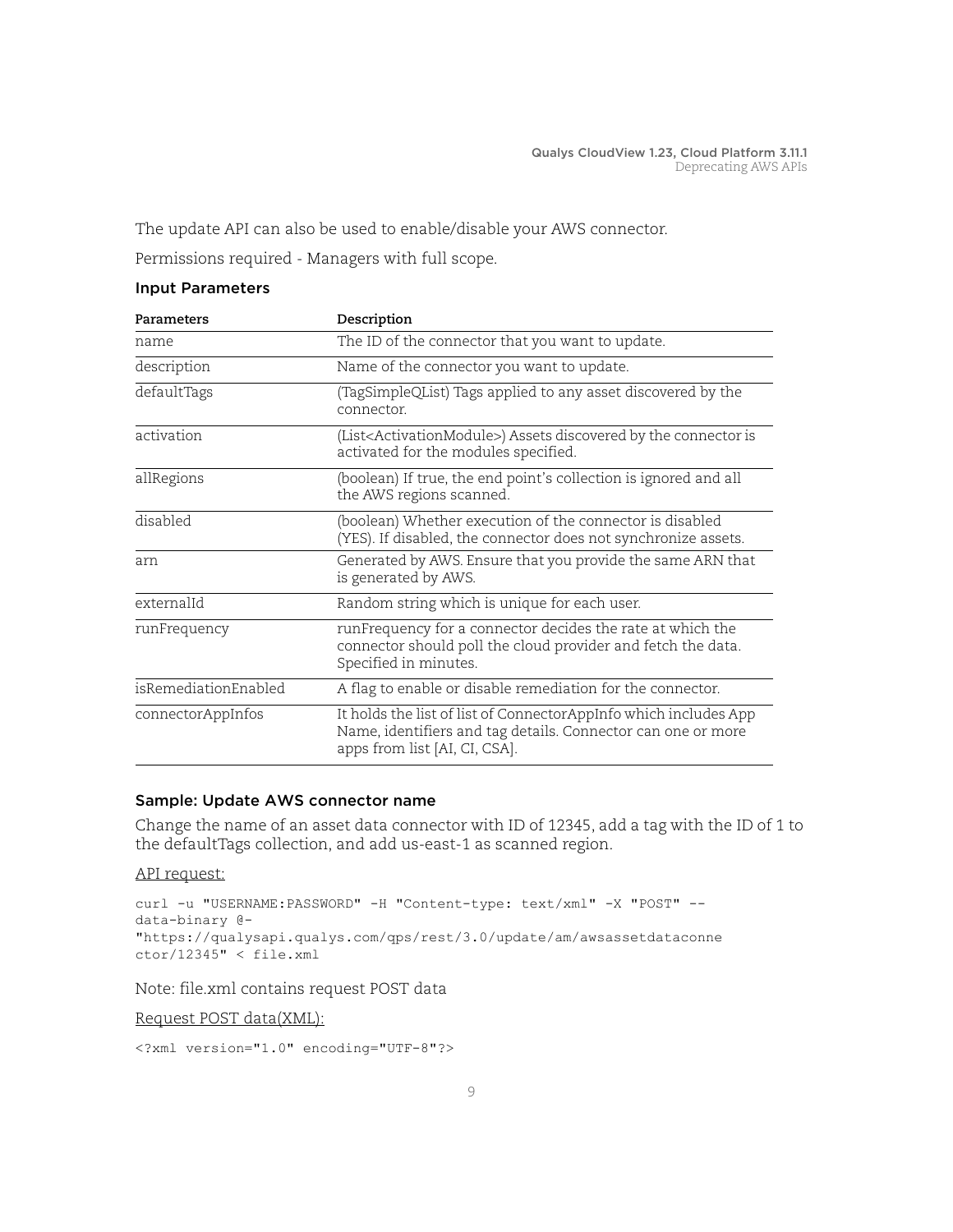The update API can also be used to enable/disable your AWS connector.

Permissions required - Managers with full scope.

### Input Parameters

| Parameters | Description |
| --- | --- |
| name | The ID of the connector that you want to update. |
| description | Name of the connector you want to update. |
| defaultTags | (TagSimpleQList) Tags applied to any asset discovered by the connector. |
| activation | (List<ActivationModule>) Assets discovered by the connector is activated for the modules specified. |
| allRegions | (boolean) If true, the end point's collection is ignored and all the AWS regions scanned. |
| disabled | (boolean) Whether execution of the connector is disabled (YES). If disabled, the connector does not synchronize assets. |
| arn | Generated by AWS. Ensure that you provide the same ARN that is generated by AWS. |
| externalId | Random string which is unique for each user. |
| runFrequency | runFrequency for a connector decides the rate at which the connector should poll the cloud provider and fetch the data. Specified in minutes. |
| isRemediationEnabled | A flag to enable or disable remediation for the connector. |
| connectorAppInfos | It holds the list of list of ConnectorAppInfo which includes App Name, identifiers and tag details. Connector can one or more apps from list [AI, CI, CSA]. |

### Sample: Update AWS connector name

Change the name of an asset data connector with ID of 12345, add a tag with the ID of 1 to the defaultTags collection, and add us-east-1 as scanned region.

API request:

```
curl -u "USERNAME:PASSWORD" -H "Content-type: text/xml" -X "POST" --
data-binary @-
"https://qualysapi.qualys.com/qps/rest/3.0/update/am/awsassetdataconne
ctor/12345" < file.xml
```

Note: file.xml contains request POST data

Request POST data(XML):

```
<?xml version="1.0" encoding="UTF-8"?>
```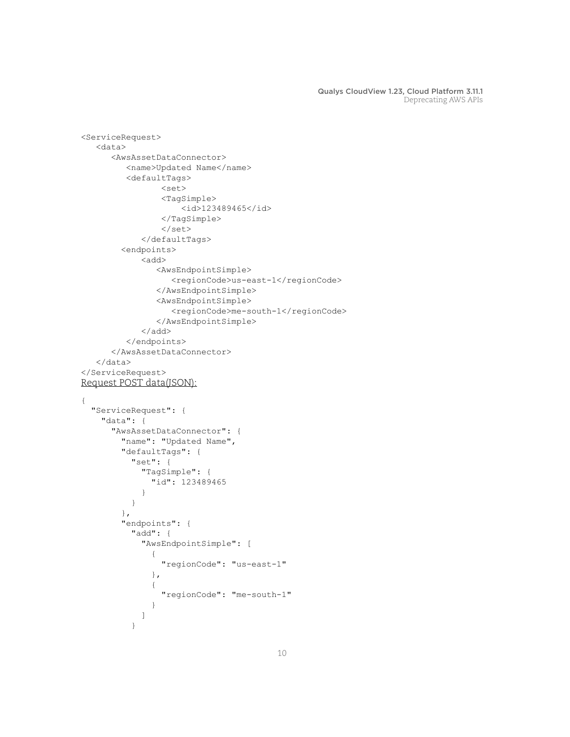```
<ServiceRequest>
   <data>
      <AwsAssetDataConnector>
         <name>Updated Name</name>
         <defaultTags>
                <set>
                <TagSimple>
                    <id>123489465</id>
                </TagSimple>
                </set>
            </defaultTags>
        <endpoints>
            <add>
               <AwsEndpointSimple>
                  <regionCode>us-east-1</regionCode>
               </AwsEndpointSimple>
               <AwsEndpointSimple>
                  <regionCode>me-south-1</regionCode>
               </AwsEndpointSimple>
            </add>
         </endpoints>
      </AwsAssetDataConnector>
   </data>
</ServiceRequest>
```

Request POST data(JSON):

```
{
  "ServiceRequest": {
    "data": {
      "AwsAssetDataConnector": {
        "name": "Updated Name",
        "defaultTags": {
          "set": {
            "TagSimple": {
              "id": 123489465
            }
          }
        },
        "endpoints": {
          "add": {
            "AwsEndpointSimple": [
              {
                "regionCode": "us-east-1"
              },
              {
                "regionCode": "me-south-1"
              }
            ]
          }
```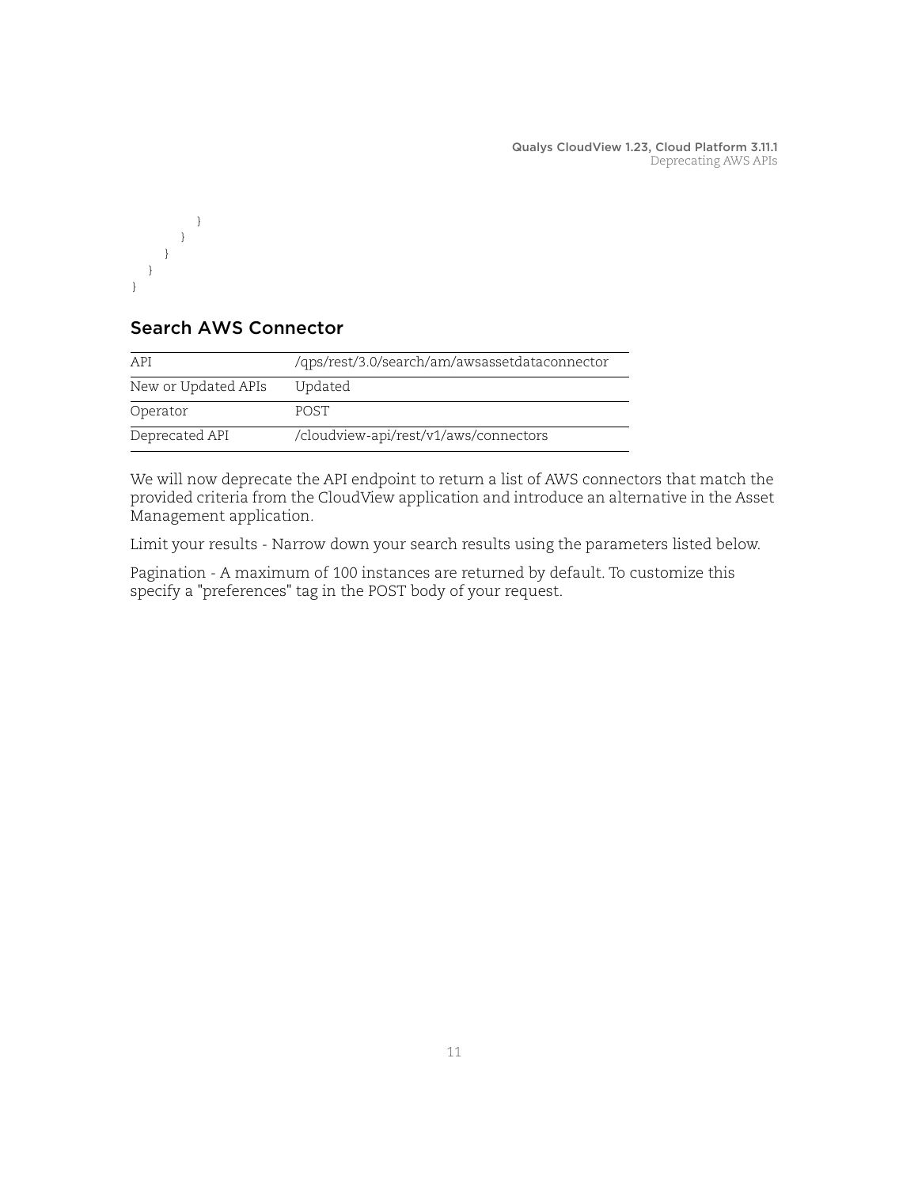```
            }
          }
        }
    }
}
```

## Search AWS Connector

| API | /qps/rest/3.0/search/am/awsassetdataconnector |
|---|---|
| New or Updated APIs | Updated |
| Operator | POST |
| Deprecated API | /cloudview-api/rest/v1/aws/connectors |

We will now deprecate the API endpoint to return a list of AWS connectors that match the provided criteria from the CloudView application and introduce an alternative in the Asset Management application.

Limit your results - Narrow down your search results using the parameters listed below.

Pagination - A maximum of 100 instances are returned by default. To customize this specify a "preferences" tag in the POST body of your request.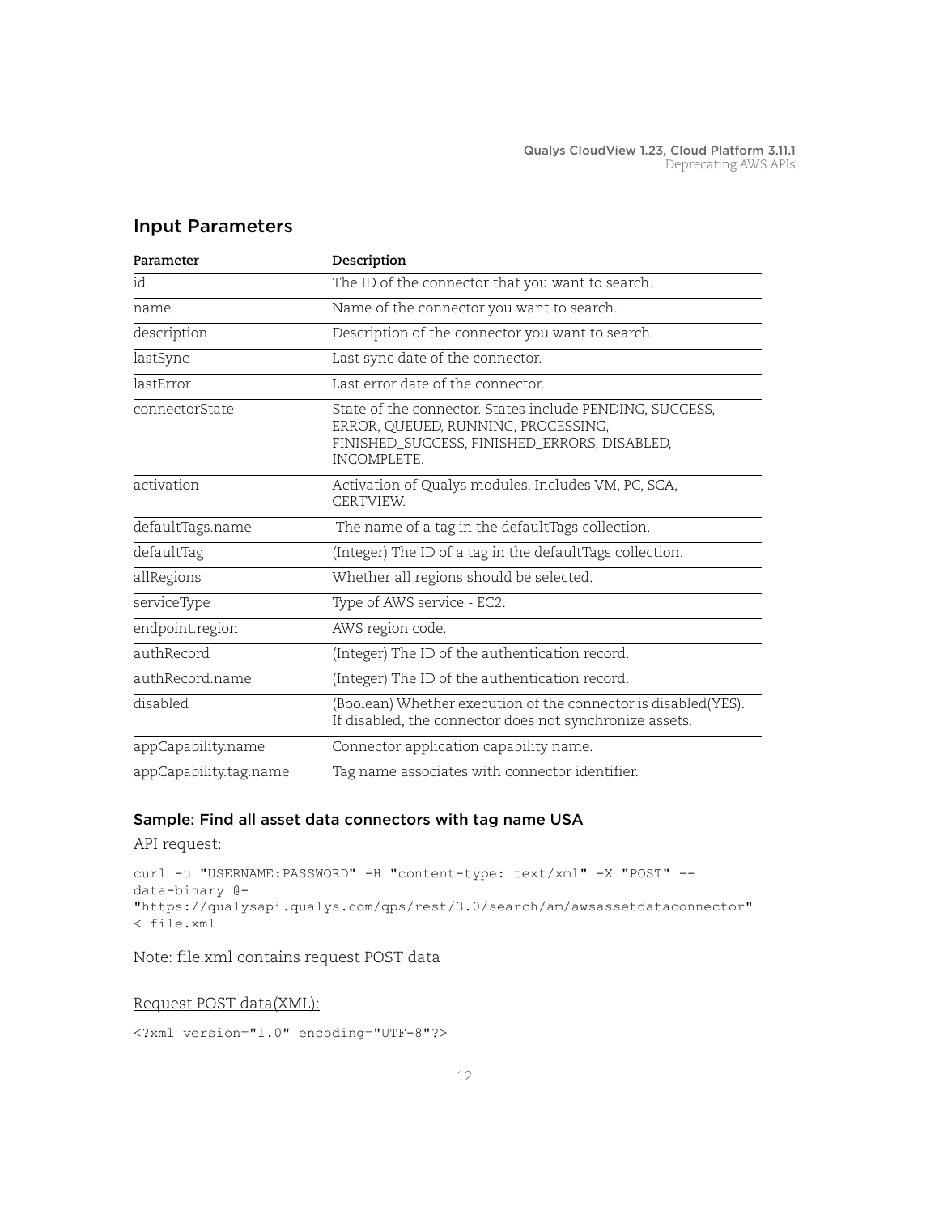## Input Parameters

| Parameter | Description |
|---|---|
| id | The ID of the connector that you want to search. |
| name | Name of the connector you want to search. |
| description | Description of the connector you want to search. |
| lastSync | Last sync date of the connector. |
| lastError | Last error date of the connector. |
| connectorState | State of the connector. States include PENDING, SUCCESS, ERROR, QUEUED, RUNNING, PROCESSING, FINISHED_SUCCESS, FINISHED_ERRORS, DISABLED, INCOMPLETE. |
| activation | Activation of Qualys modules. Includes VM, PC, SCA, CERTVIEW. |
| defaultTags.name | The name of a tag in the defaultTags collection. |
| defaultTag | (Integer) The ID of a tag in the defaultTags collection. |
| allRegions | Whether all regions should be selected. |
| serviceType | Type of AWS service - EC2. |
| endpoint.region | AWS region code. |
| authRecord | (Integer) The ID of the authentication record. |
| authRecord.name | (Integer) The ID of the authentication record. |
| disabled | (Boolean) Whether execution of the connector is disabled(YES). If disabled, the connector does not synchronize assets. |
| appCapability.name | Connector application capability name. |
| appCapability.tag.name | Tag name associates with connector identifier. |

### Sample: Find all asset data connectors with tag name USA

API request:

```
curl -u "USERNAME:PASSWORD" -H "content-type: text/xml" -X "POST" --
data-binary @-
"https://qualysapi.qualys.com/qps/rest/3.0/search/am/awsassetdataconnector"
< file.xml
```

Note: file.xml contains request POST data

Request POST data(XML):

```
<?xml version="1.0" encoding="UTF-8"?>
```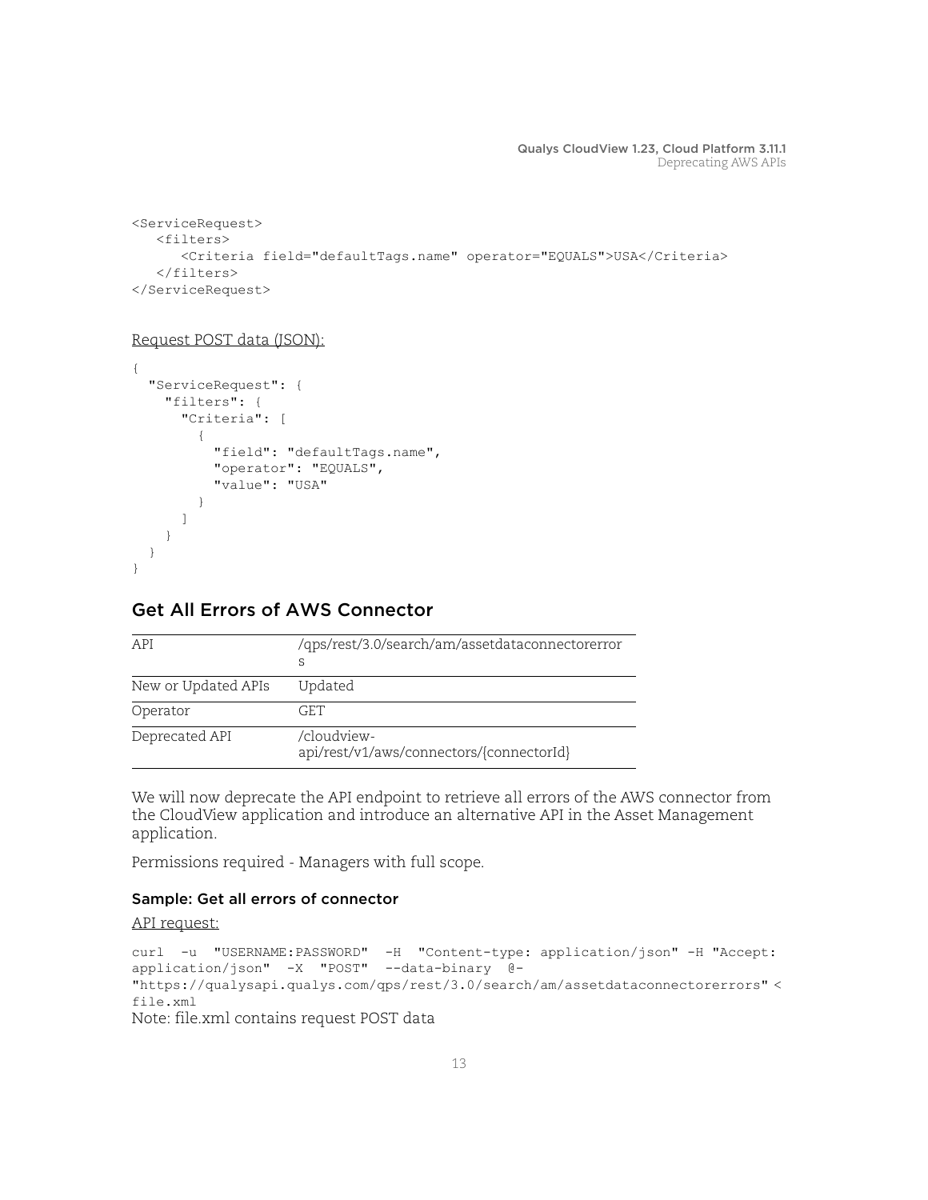```
<ServiceRequest>
   <filters>
      <Criteria field="defaultTags.name" operator="EQUALS">USA</Criteria>
   </filters>
</ServiceRequest>
```

Request POST data (JSON):

```
{
  "ServiceRequest": {
    "filters": {
      "Criteria": [
        {
          "field": "defaultTags.name",
          "operator": "EQUALS",
          "value": "USA"
        }
      ]
    }
  }
}
```

## Get All Errors of AWS Connector

| API | /qps/rest/3.0/search/am/assetdataconnectorerrors |
|---|---|
| New or Updated APIs | Updated |
| Operator | GET |
| Deprecated API | /cloudview-api/rest/v1/aws/connectors/{connectorId} |

We will now deprecate the API endpoint to retrieve all errors of the AWS connector from the CloudView application and introduce an alternative API in the Asset Management application.

Permissions required - Managers with full scope.

### Sample: Get all errors of connector

API request:

```
curl -u "USERNAME:PASSWORD" -H "Content-type: application/json" -H "Accept: application/json" -X "POST" --data-binary @-
"https://qualysapi.qualys.com/qps/rest/3.0/search/am/assetdataconnectorerrors" < file.xml
```

Note: file.xml contains request POST data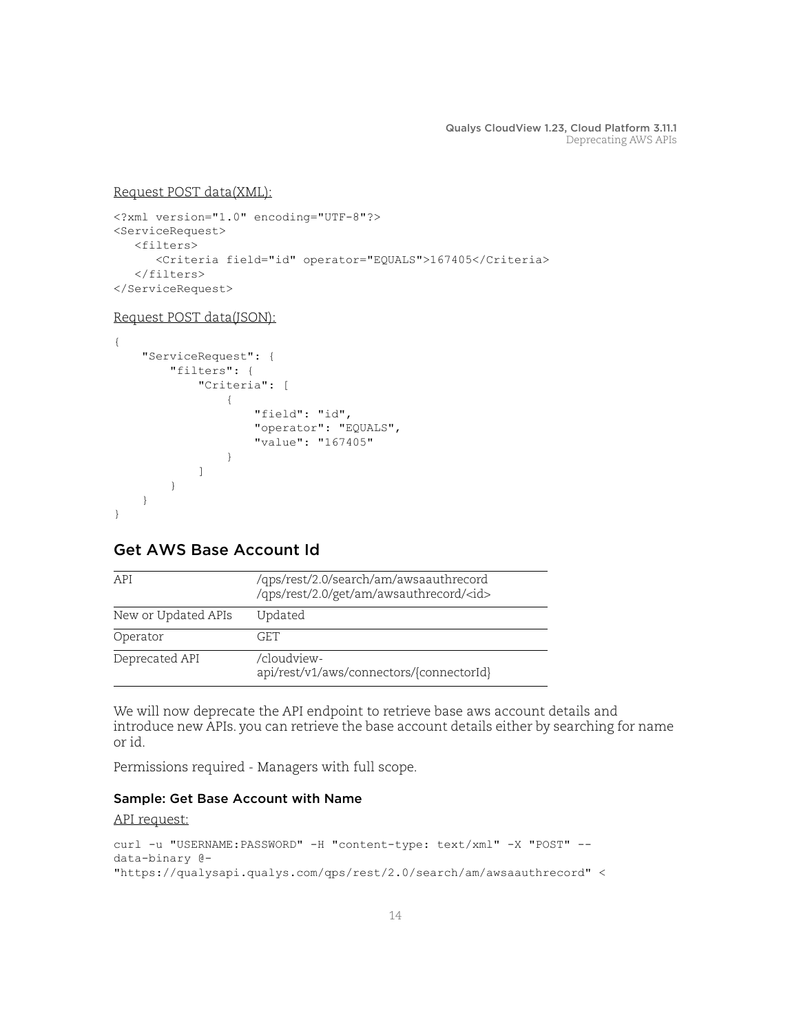Request POST data(XML):

```
<?xml version="1.0" encoding="UTF-8"?>
<ServiceRequest>
   <filters>
      <Criteria field="id" operator="EQUALS">167405</Criteria>
   </filters>
</ServiceRequest>
```

Request POST data(JSON):

```
{
    "ServiceRequest": {
        "filters": {
            "Criteria": [
                {
                    "field": "id",
                    "operator": "EQUALS",
                    "value": "167405"
                }
            ]
        }
    }
}
```

## Get AWS Base Account Id

| API | /qps/rest/2.0/search/am/awsaauthrecord<br>/qps/rest/2.0/get/am/awsauthrecord/<id> |
|---|---|
| New or Updated APIs | Updated |
| Operator | GET |
| Deprecated API | /cloudview-api/rest/v1/aws/connectors/{connectorId} |

We will now deprecate the API endpoint to retrieve base aws account details and introduce new APIs. you can retrieve the base account details either by searching for name or id.

Permissions required - Managers with full scope.

### Sample: Get Base Account with Name

API request:

```
curl -u "USERNAME:PASSWORD" -H "content-type: text/xml" -X "POST" --
data-binary @-
"https://qualysapi.qualys.com/qps/rest/2.0/search/am/awsaauthrecord" <
```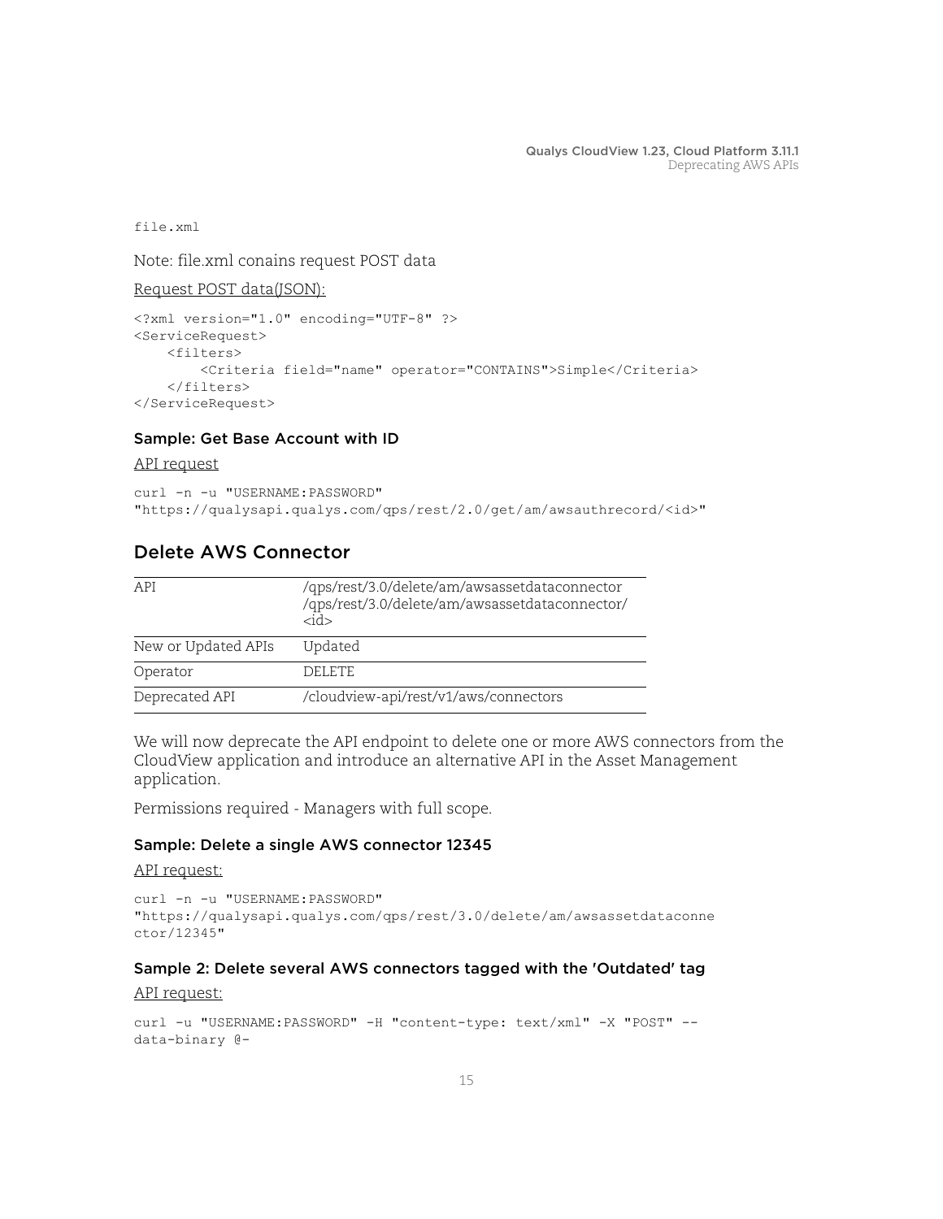```
file.xml
```

Note: file.xml conains request POST data

Request POST data(JSON):

```
<?xml version="1.0" encoding="UTF-8" ?>
<ServiceRequest>
    <filters>
        <Criteria field="name" operator="CONTAINS">Simple</Criteria>
    </filters>
</ServiceRequest>
```

### Sample: Get Base Account with ID

API request

```
curl -n -u "USERNAME:PASSWORD"
"https://qualysapi.qualys.com/qps/rest/2.0/get/am/awsauthrecord/<id>"
```

## Delete AWS Connector

| API | /qps/rest/3.0/delete/am/awsassetdataconnector<br>/qps/rest/3.0/delete/am/awsassetdataconnector/<id> |
|---|---|
| New or Updated APIs | Updated |
| Operator | DELETE |
| Deprecated API | /cloudview-api/rest/v1/aws/connectors |

We will now deprecate the API endpoint to delete one or more AWS connectors from the CloudView application and introduce an alternative API in the Asset Management application.

Permissions required - Managers with full scope.

### Sample: Delete a single AWS connector 12345

API request:

```
curl -n -u "USERNAME:PASSWORD"
"https://qualysapi.qualys.com/qps/rest/3.0/delete/am/awsassetdataconne
ctor/12345"
```

### Sample 2: Delete several AWS connectors tagged with the 'Outdated' tag

API request:

```
curl -u "USERNAME:PASSWORD" -H "content-type: text/xml" -X "POST" --
data-binary @-
```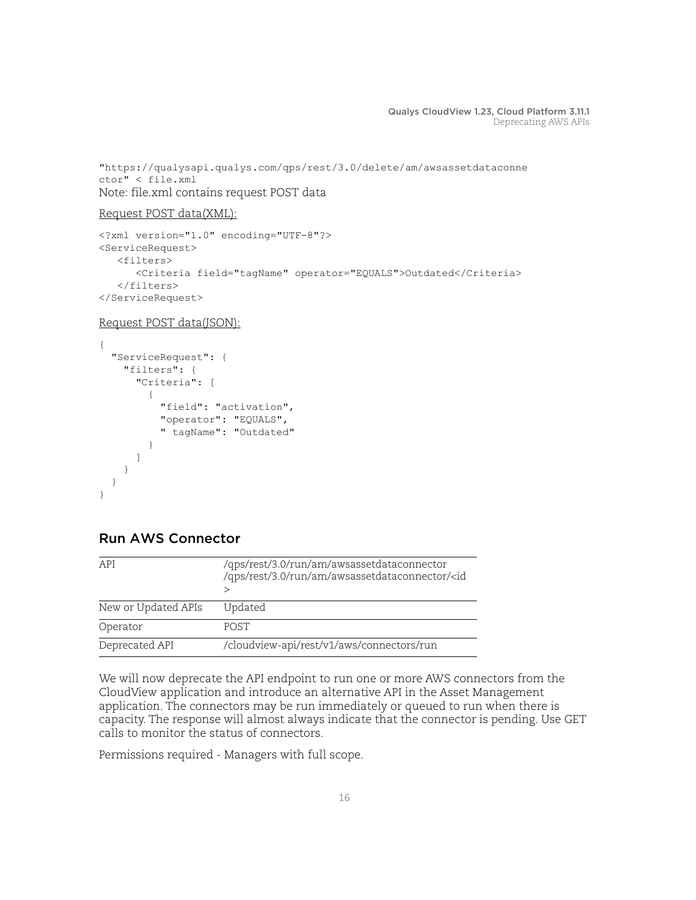```
"https://qualysapi.qualys.com/qps/rest/3.0/delete/am/awsassetdataconne
ctor" < file.xml
```

Note: file.xml contains request POST data

Request POST data(XML):

```
<?xml version="1.0" encoding="UTF-8"?>
<ServiceRequest>
   <filters>
      <Criteria field="tagName" operator="EQUALS">Outdated</Criteria>
   </filters>
</ServiceRequest>
```

Request POST data(JSON):

```
{
  "ServiceRequest": {
    "filters": {
      "Criteria": [
        {
          "field": "activation",
          "operator": "EQUALS",
          " tagName": "Outdated"
        }
      ]
    }
  }
}
```

## Run AWS Connector

| API | /qps/rest/3.0/run/am/awsassetdataconnector<br>/qps/rest/3.0/run/am/awsassetdataconnector/<id> |
|---|---|
| New or Updated APIs | Updated |
| Operator | POST |
| Deprecated API | /cloudview-api/rest/v1/aws/connectors/run |

We will now deprecate the API endpoint to run one or more AWS connectors from the CloudView application and introduce an alternative API in the Asset Management application. The connectors may be run immediately or queued to run when there is capacity. The response will almost always indicate that the connector is pending. Use GET calls to monitor the status of connectors.

Permissions required - Managers with full scope.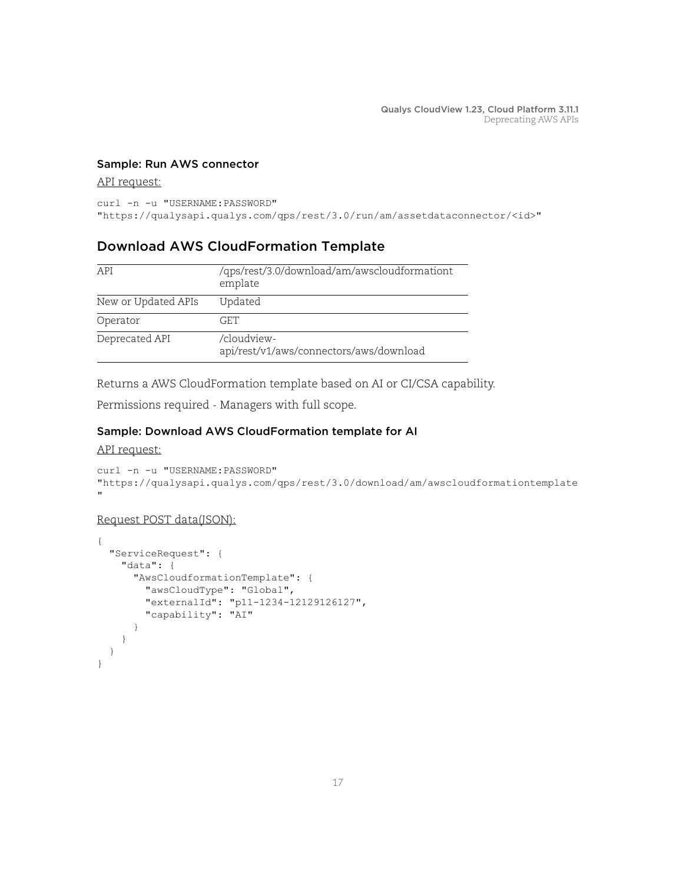### Sample: Run AWS connector

API request:

```
curl -n -u "USERNAME:PASSWORD"
"https://qualysapi.qualys.com/qps/rest/3.0/run/am/assetdataconnector/<id>"
```

## Download AWS CloudFormation Template

| API | /qps/rest/3.0/download/am/awscloudformationtemplate |
|---|---|
| New or Updated APIs | Updated |
| Operator | GET |
| Deprecated API | /cloudview-api/rest/v1/aws/connectors/aws/download |

Returns a AWS CloudFormation template based on AI or CI/CSA capability.

Permissions required - Managers with full scope.

### Sample: Download AWS CloudFormation template for AI

API request:

```
curl -n -u "USERNAME:PASSWORD"
"https://qualysapi.qualys.com/qps/rest/3.0/download/am/awscloudformationtemplate
"
```

Request POST data(JSON):

```
{
  "ServiceRequest": {
    "data": {
      "AwsCloudformationTemplate": {
        "awsCloudType": "Global",
        "externalId": "p11-1234-12129126127",
        "capability": "AI"
      }
    }
  }
}
```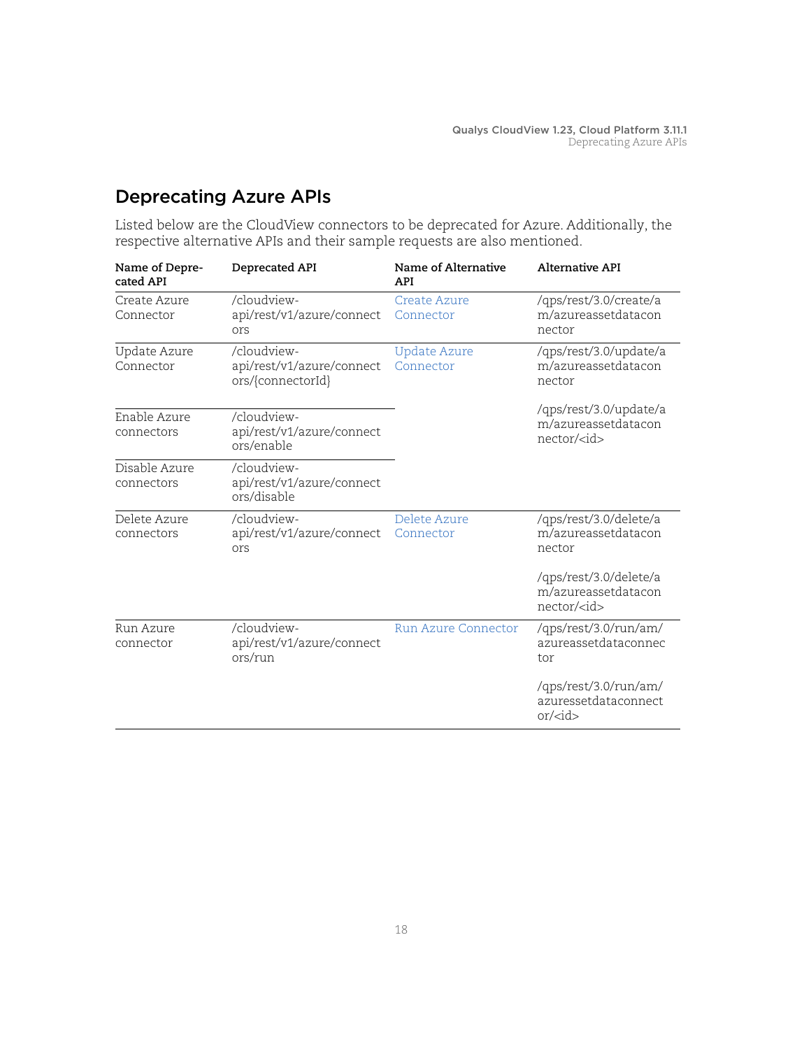## Deprecating Azure APIs

Listed below are the CloudView connectors to be deprecated for Azure. Additionally, the respective alternative APIs and their sample requests are also mentioned.

| Name of Deprecated API | Deprecated API | Name of Alternative API | Alternative API |
|---|---|---|---|
| Create Azure Connector | /cloudview-api/rest/v1/azure/connectors | Create Azure Connector | /qps/rest/3.0/create/am/azureassetdataconnector |
| Update Azure Connector | /cloudview-api/rest/v1/azure/connectors/{connectorId} | Update Azure Connector | /qps/rest/3.0/update/am/azureassetdataconnector<br><br>/qps/rest/3.0/update/am/azureassetdataconnector/<id> |
| Enable Azure connectors | /cloudview-api/rest/v1/azure/connectors/enable | | |
| Disable Azure connectors | /cloudview-api/rest/v1/azure/connectors/disable | | |
| Delete Azure connectors | /cloudview-api/rest/v1/azure/connectors | Delete Azure Connector | /qps/rest/3.0/delete/am/azureassetdataconnector<br><br>/qps/rest/3.0/delete/am/azureassetdataconnector/<id> |
| Run Azure connector | /cloudview-api/rest/v1/azure/connectors/run | Run Azure Connector | /qps/rest/3.0/run/am/azureassetdataconnector<br><br>/qps/rest/3.0/run/am/azuressetdataconnector/<id> |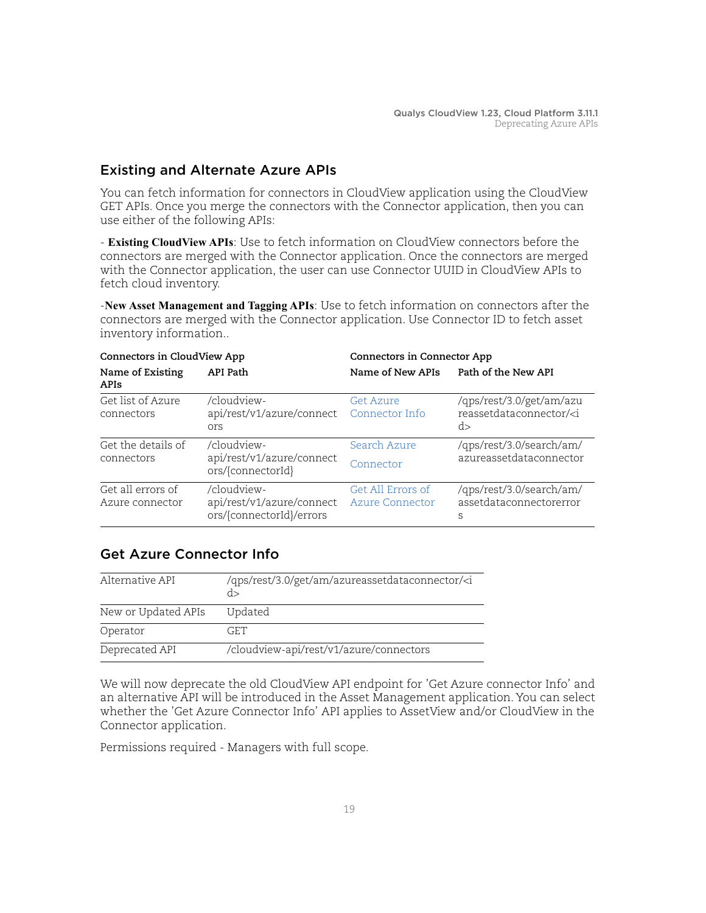## Existing and Alternate Azure APIs

You can fetch information for connectors in CloudView application using the CloudView GET APIs. Once you merge the connectors with the Connector application, then you can use either of the following APIs:

- **Existing CloudView APIs**: Use to fetch information on CloudView connectors before the connectors are merged with the Connector application. Once the connectors are merged with the Connector application, the user can use Connector UUID in CloudView APIs to fetch cloud inventory.

-**New Asset Management and Tagging APIs**: Use to fetch information on connectors after the connectors are merged with the Connector application. Use Connector ID to fetch asset inventory information..

| Connectors in CloudView App | | Connectors in Connector App | |
|---|---|---|---|
| **Name of Existing APIs** | **API Path** | **Name of New APIs** | **Path of the New API** |
| Get list of Azure connectors | /cloudview-api/rest/v1/azure/connectors | Get Azure Connector Info | /qps/rest/3.0/get/am/azureassetdataconnector/<id> |
| Get the details of connectors | /cloudview-api/rest/v1/azure/connectors/{connectorId} | Search Azure Connector | /qps/rest/3.0/search/am/azureassetdataconnector |
| Get all errors of Azure connector | /cloudview-api/rest/v1/azure/connectors/{connectorId}/errors | Get All Errors of Azure Connector | /qps/rest/3.0/search/am/assetdataconnectorerrors |

## Get Azure Connector Info

| | |
|---|---|
| Alternative API | /qps/rest/3.0/get/am/azureassetdataconnector/<id> |
| New or Updated APIs | Updated |
| Operator | GET |
| Deprecated API | /cloudview-api/rest/v1/azure/connectors |

We will now deprecate the old CloudView API endpoint for 'Get Azure connector Info' and an alternative API will be introduced in the Asset Management application. You can select whether the 'Get Azure Connector Info' API applies to AssetView and/or CloudView in the Connector application.

Permissions required - Managers with full scope.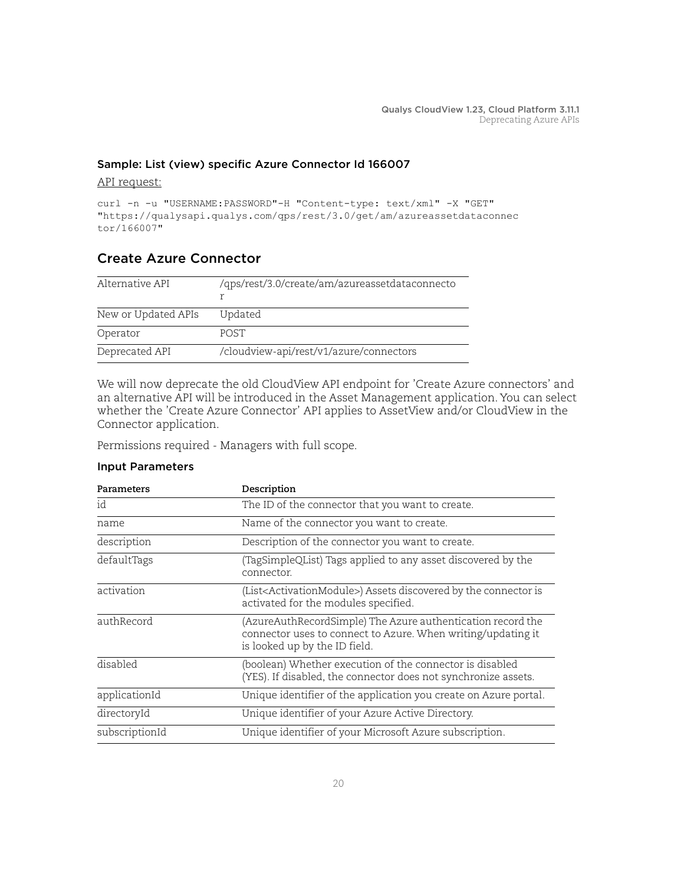### Sample: List (view) specific Azure Connector Id 166007

API request:

```
curl -n -u "USERNAME:PASSWORD"-H "Content-type: text/xml" -X "GET"
"https://qualysapi.qualys.com/qps/rest/3.0/get/am/azureassetdataconnec
tor/166007"
```

## Create Azure Connector

| | |
|---|---|
| Alternative API | /qps/rest/3.0/create/am/azureassetdataconnector |
| New or Updated APIs | Updated |
| Operator | POST |
| Deprecated API | /cloudview-api/rest/v1/azure/connectors |

We will now deprecate the old CloudView API endpoint for 'Create Azure connectors' and an alternative API will be introduced in the Asset Management application. You can select whether the 'Create Azure Connector' API applies to AssetView and/or CloudView in the Connector application.

Permissions required - Managers with full scope.

### Input Parameters

| Parameters | Description |
|---|---|
| id | The ID of the connector that you want to create. |
| name | Name of the connector you want to create. |
| description | Description of the connector you want to create. |
| defaultTags | (TagSimpleQList) Tags applied to any asset discovered by the connector. |
| activation | (List<ActivationModule>) Assets discovered by the connector is activated for the modules specified. |
| authRecord | (AzureAuthRecordSimple) The Azure authentication record the connector uses to connect to Azure. When writing/updating it is looked up by the ID field. |
| disabled | (boolean) Whether execution of the connector is disabled (YES). If disabled, the connector does not synchronize assets. |
| applicationId | Unique identifier of the application you create on Azure portal. |
| directoryId | Unique identifier of your Azure Active Directory. |
| subscriptionId | Unique identifier of your Microsoft Azure subscription. |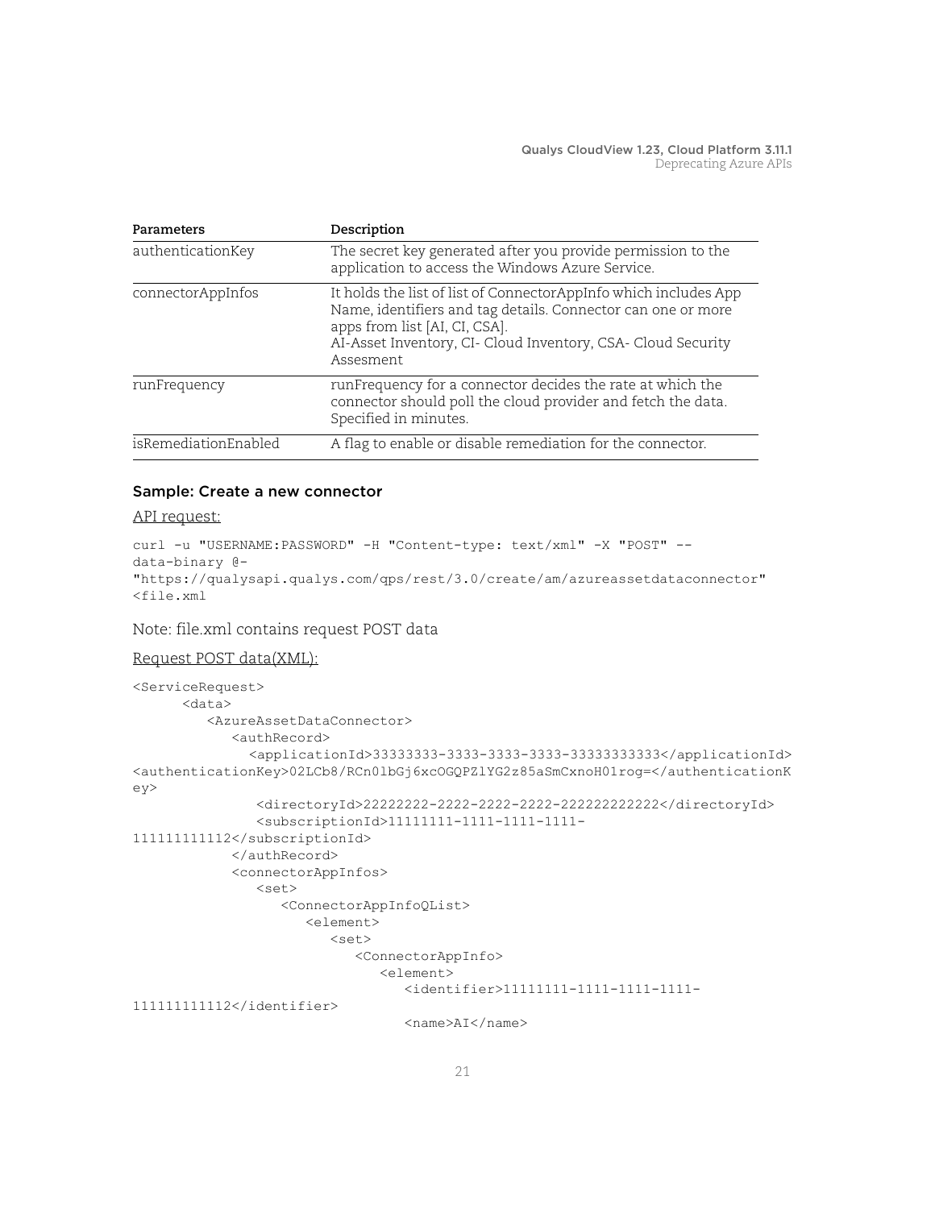| Parameters | Description |
|---|---|
| authenticationKey | The secret key generated after you provide permission to the application to access the Windows Azure Service. |
| connectorAppInfos | It holds the list of list of ConnectorAppInfo which includes App Name, identifiers and tag details. Connector can one or more apps from list [AI, CI, CSA]. AI-Asset Inventory, CI- Cloud Inventory, CSA- Cloud Security Assesment |
| runFrequency | runFrequency for a connector decides the rate at which the connector should poll the cloud provider and fetch the data. Specified in minutes. |
| isRemediationEnabled | A flag to enable or disable remediation for the connector. |

### Sample: Create a new connector

API request:

```
curl -u "USERNAME:PASSWORD" -H "Content-type: text/xml" -X "POST" --
data-binary @-
"https://qualysapi.qualys.com/qps/rest/3.0/create/am/azureassetdataconnector"
<file.xml
```

Note: file.xml contains request POST data

Request POST data(XML):

```
<ServiceRequest>
      <data>
         <AzureAssetDataConnector>
            <authRecord>
              <applicationId>33333333-3333-3333-3333-333333333333</applicationId>
<authenticationKey>02LCb8/RCn0lbGj6xcOGQPZlYG2z85aSmCxnoH01rog=</authenticationK
ey>
               <directoryId>22222222-2222-2222-2222-222222222222</directoryId>
               <subscriptionId>11111111-1111-1111-1111-
111111111112</subscriptionId>
            </authRecord>
            <connectorAppInfos>
               <set>
                  <ConnectorAppInfoQList>
                     <element>
                        <set>
                           <ConnectorAppInfo>
                              <element>
                                 <identifier>11111111-1111-1111-1111-
111111111112</identifier>
                                 <name>AI</name>
```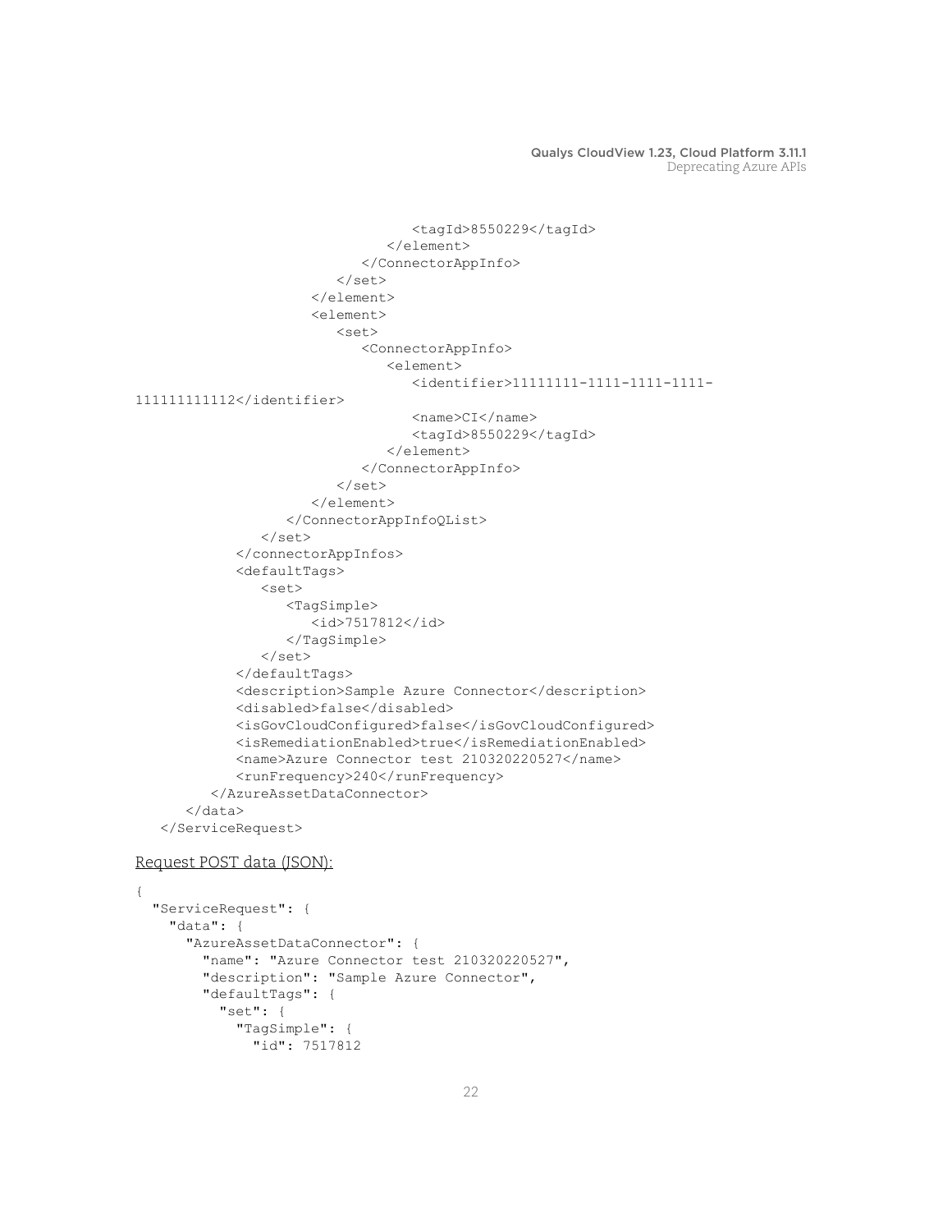```
                                 <tagId>8550229</tagId>
                              </element>
                           </ConnectorAppInfo>
                        </set>
                     </element>
                     <element>
                        <set>
                           <ConnectorAppInfo>
                              <element>
                                 <identifier>11111111-1111-1111-1111-
111111111112</identifier>
                                 <name>CI</name>
                                 <tagId>8550229</tagId>
                              </element>
                           </ConnectorAppInfo>
                        </set>
                     </element>
                  </ConnectorAppInfoQList>
               </set>
            </connectorAppInfos>
            <defaultTags>
               <set>
                  <TagSimple>
                     <id>7517812</id>
                  </TagSimple>
               </set>
            </defaultTags>
            <description>Sample Azure Connector</description>
            <disabled>false</disabled>
            <isGovCloudConfigured>false</isGovCloudConfigured>
            <isRemediationEnabled>true</isRemediationEnabled>
            <name>Azure Connector test 210320220527</name>
            <runFrequency>240</runFrequency>
         </AzureAssetDataConnector>
      </data>
   </ServiceRequest>
```

Request POST data (JSON):

```
{
  "ServiceRequest": {
    "data": {
      "AzureAssetDataConnector": {
        "name": "Azure Connector test 210320220527",
        "description": "Sample Azure Connector",
        "defaultTags": {
          "set": {
            "TagSimple": {
              "id": 7517812
```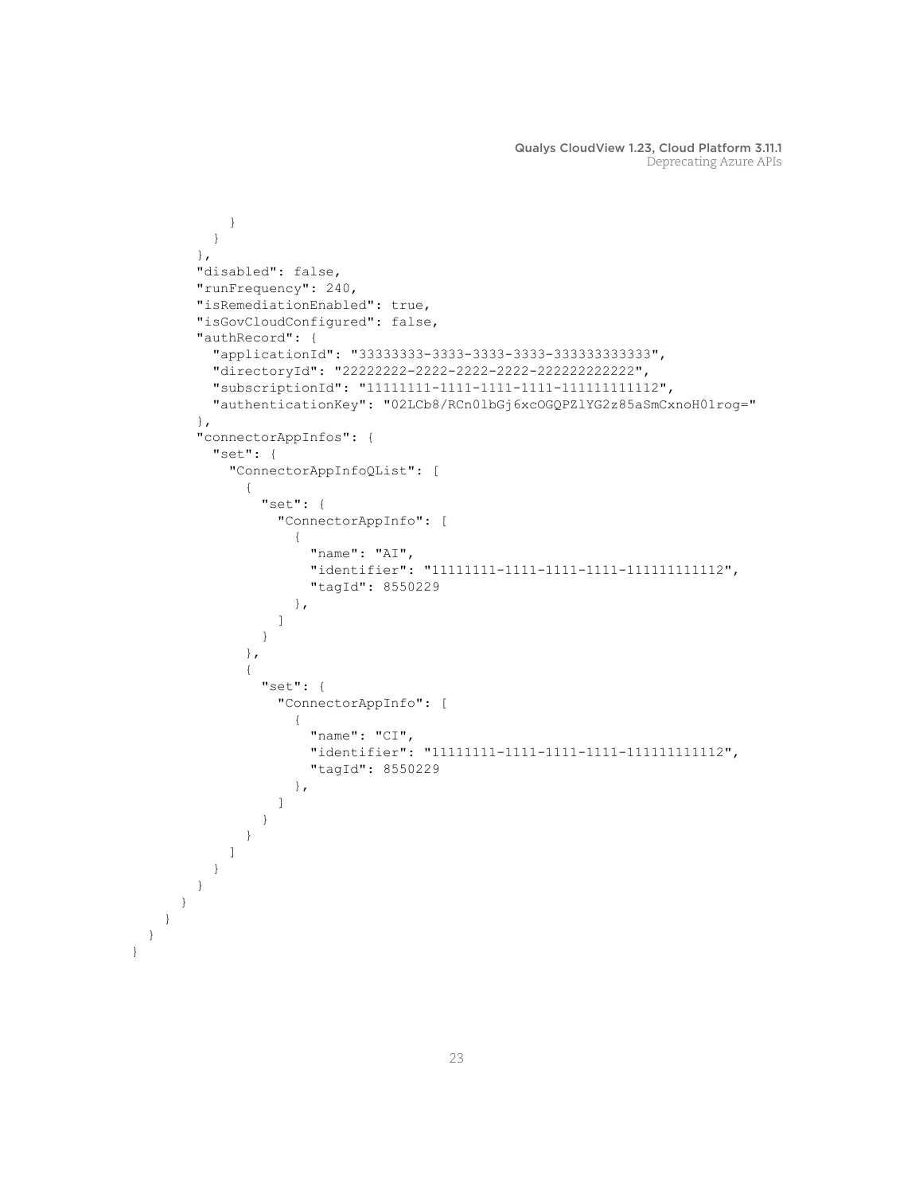```
          }
        }
      },
      "disabled": false,
      "runFrequency": 240,
      "isRemediationEnabled": true,
      "isGovCloudConfigured": false,
      "authRecord": {
        "applicationId": "33333333-3333-3333-3333-333333333333",
        "directoryId": "22222222-2222-2222-2222-222222222222",
        "subscriptionId": "11111111-1111-1111-1111-111111111112",
        "authenticationKey": "02LCb8/RCn0lbGj6xcOGQPZlYG2z85aSmCxnoH01rog="
      },
      "connectorAppInfos": {
        "set": {
          "ConnectorAppInfoQList": [
            {
              "set": {
                "ConnectorAppInfo": [
                  {
                    "name": "AI",
                    "identifier": "11111111-1111-1111-1111-111111111112",
                    "tagId": 8550229
                  },
                ]
              }
            },
            {
              "set": {
                "ConnectorAppInfo": [
                  {
                    "name": "CI",
                    "identifier": "11111111-1111-1111-1111-111111111112",
                    "tagId": 8550229
                  },
                ]
              }
            }
          ]
        }
      }
    }
  }
 }
}
```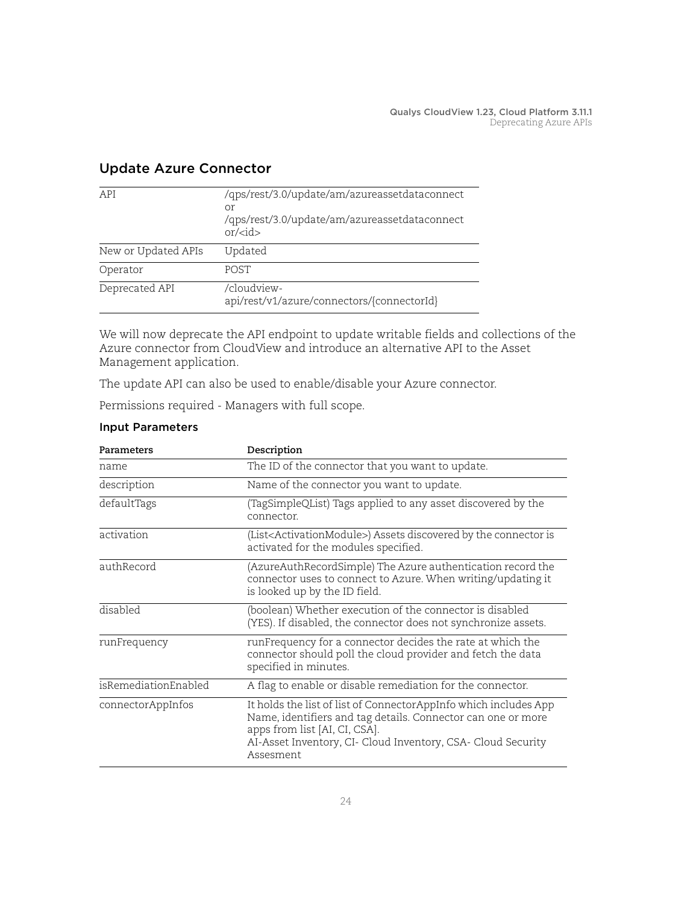## Update Azure Connector

| API | /qps/rest/3.0/update/am/azureassetdataconnector or /qps/rest/3.0/update/am/azureassetdataconnector/<id> |
| --- | --- |
| New or Updated APIs | Updated |
| Operator | POST |
| Deprecated API | /cloudview-api/rest/v1/azure/connectors/{connectorId} |

We will now deprecate the API endpoint to update writable fields and collections of the Azure connector from CloudView and introduce an alternative API to the Asset Management application.

The update API can also be used to enable/disable your Azure connector.

Permissions required - Managers with full scope.

### Input Parameters

| Parameters | Description |
| --- | --- |
| name | The ID of the connector that you want to update. |
| description | Name of the connector you want to update. |
| defaultTags | (TagSimpleQList) Tags applied to any asset discovered by the connector. |
| activation | (List<ActivationModule>) Assets discovered by the connector is activated for the modules specified. |
| authRecord | (AzureAuthRecordSimple) The Azure authentication record the connector uses to connect to Azure. When writing/updating it is looked up by the ID field. |
| disabled | (boolean) Whether execution of the connector is disabled (YES). If disabled, the connector does not synchronize assets. |
| runFrequency | runFrequency for a connector decides the rate at which the connector should poll the cloud provider and fetch the data specified in minutes. |
| isRemediationEnabled | A flag to enable or disable remediation for the connector. |
| connectorAppInfos | It holds the list of list of ConnectorAppInfo which includes App Name, identifiers and tag details. Connector can one or more apps from list [AI, CI, CSA].<br>AI-Asset Inventory, CI- Cloud Inventory, CSA- Cloud Security Assesment |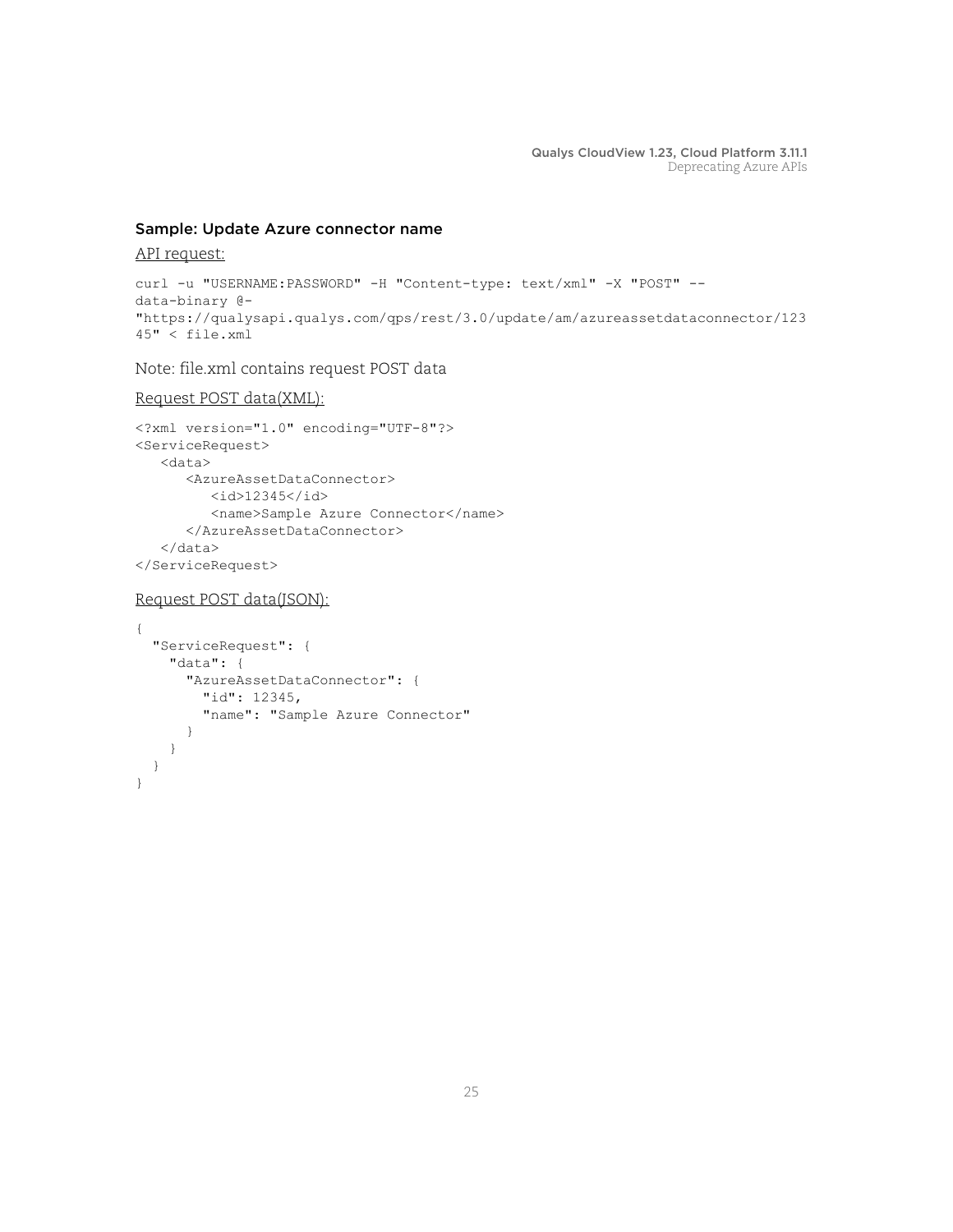### Sample: Update Azure connector name

API request:

```
curl -u "USERNAME:PASSWORD" -H "Content-type: text/xml" -X "POST" --
data-binary @-
"https://qualysapi.qualys.com/qps/rest/3.0/update/am/azureassetdataconnector/123
45" < file.xml
```

Note: file.xml contains request POST data

Request POST data(XML):

```
<?xml version="1.0" encoding="UTF-8"?>
<ServiceRequest>
   <data>
      <AzureAssetDataConnector>
         <id>12345</id>
         <name>Sample Azure Connector</name>
      </AzureAssetDataConnector>
   </data>
</ServiceRequest>
```

Request POST data(JSON):

```
{
  "ServiceRequest": {
    "data": {
      "AzureAssetDataConnector": {
        "id": 12345,
        "name": "Sample Azure Connector"
      }
    }
  }
}
```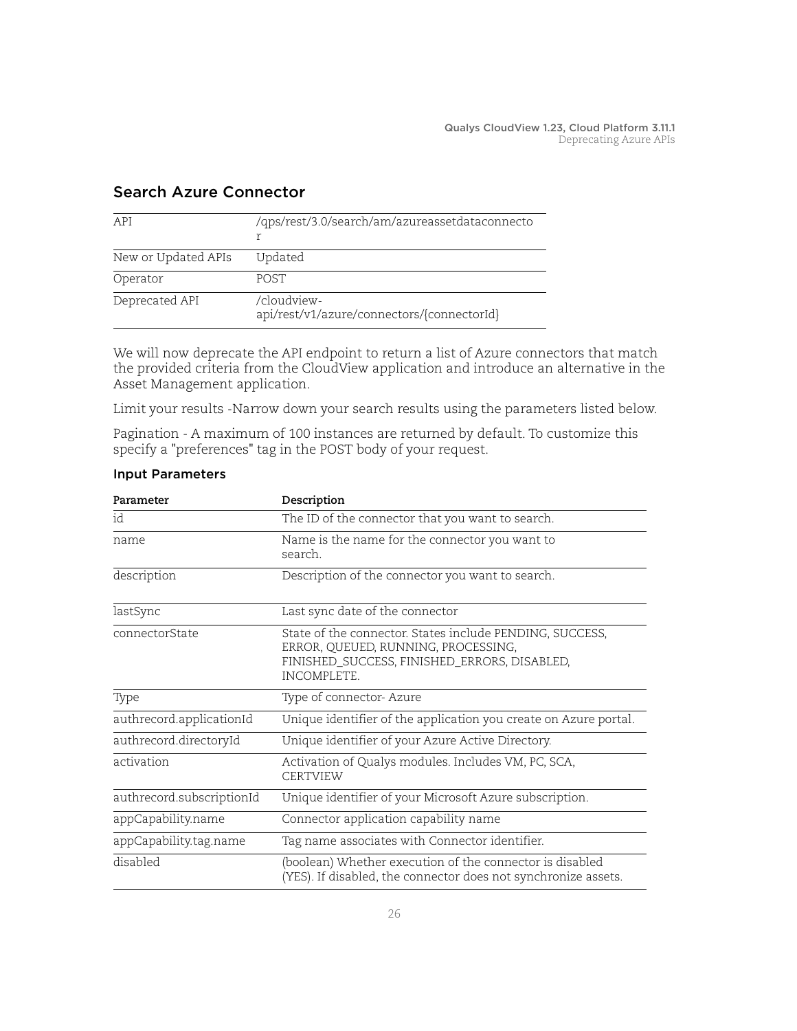## Search Azure Connector

| API | /qps/rest/3.0/search/am/azureassetdataconnector |
|---|---|
| New or Updated APIs | Updated |
| Operator | POST |
| Deprecated API | /cloudview-api/rest/v1/azure/connectors/{connectorId} |

We will now deprecate the API endpoint to return a list of Azure connectors that match the provided criteria from the CloudView application and introduce an alternative in the Asset Management application.

Limit your results -Narrow down your search results using the parameters listed below.

Pagination - A maximum of 100 instances are returned by default. To customize this specify a "preferences" tag in the POST body of your request.

### Input Parameters

| Parameter | Description |
|---|---|
| id | The ID of the connector that you want to search. |
| name | Name is the name for the connector you want to search. |
| description | Description of the connector you want to search. |
| lastSync | Last sync date of the connector |
| connectorState | State of the connector. States include PENDING, SUCCESS, ERROR, QUEUED, RUNNING, PROCESSING, FINISHED_SUCCESS, FINISHED_ERRORS, DISABLED, INCOMPLETE. |
| Type | Type of connector- Azure |
| authrecord.applicationId | Unique identifier of the application you create on Azure portal. |
| authrecord.directoryId | Unique identifier of your Azure Active Directory. |
| activation | Activation of Qualys modules. Includes VM, PC, SCA, CERTVIEW |
| authrecord.subscriptionId | Unique identifier of your Microsoft Azure subscription. |
| appCapability.name | Connector application capability name |
| appCapability.tag.name | Tag name associates with Connector identifier. |
| disabled | (boolean) Whether execution of the connector is disabled (YES). If disabled, the connector does not synchronize assets. |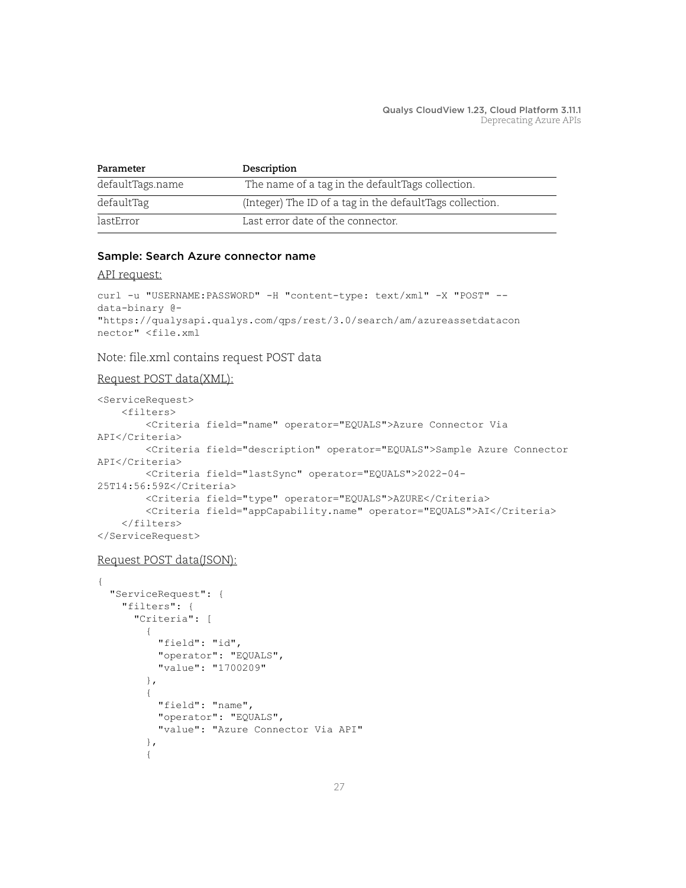| Parameter | Description |
| --- | --- |
| defaultTags.name | The name of a tag in the defaultTags collection. |
| defaultTag | (Integer) The ID of a tag in the defaultTags collection. |
| lastError | Last error date of the connector. |

### Sample: Search Azure connector name

API request:

```
curl -u "USERNAME:PASSWORD" -H "content-type: text/xml" -X "POST" --
data-binary @-
"https://qualysapi.qualys.com/qps/rest/3.0/search/am/azureassetdatacon
nector" <file.xml
```

Note: file.xml contains request POST data

Request POST data(XML):

```
<ServiceRequest>
    <filters>
        <Criteria field="name" operator="EQUALS">Azure Connector Via
API</Criteria>
        <Criteria field="description" operator="EQUALS">Sample Azure Connector
API</Criteria>
        <Criteria field="lastSync" operator="EQUALS">2022-04-
25T14:56:59Z</Criteria>
        <Criteria field="type" operator="EQUALS">AZURE</Criteria>
        <Criteria field="appCapability.name" operator="EQUALS">AI</Criteria>
    </filters>
</ServiceRequest>
```

Request POST data(JSON):

```
{
  "ServiceRequest": {
    "filters": {
      "Criteria": [
        {
          "field": "id",
          "operator": "EQUALS",
          "value": "1700209"
        },
        {
          "field": "name",
          "operator": "EQUALS",
          "value": "Azure Connector Via API"
        },
        {
```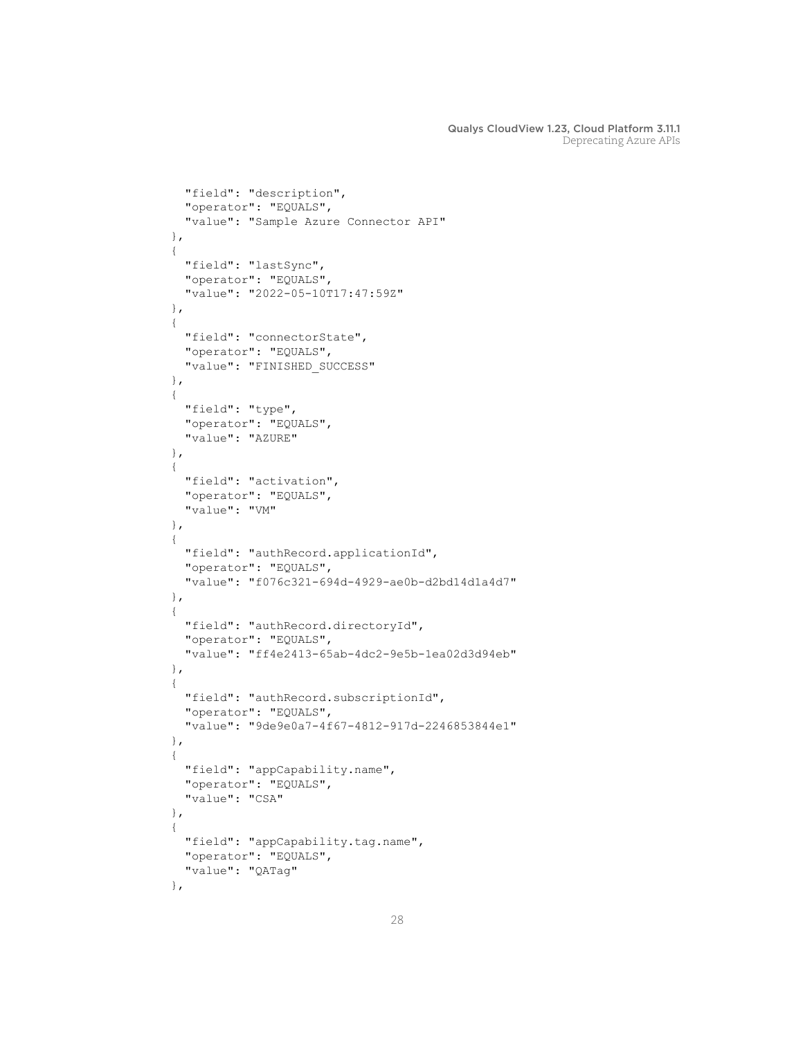```
    "field": "description",
    "operator": "EQUALS",
    "value": "Sample Azure Connector API"
  },
  {
    "field": "lastSync",
    "operator": "EQUALS",
    "value": "2022-05-10T17:47:59Z"
  },
  {
    "field": "connectorState",
    "operator": "EQUALS",
    "value": "FINISHED_SUCCESS"
  },
  {
    "field": "type",
    "operator": "EQUALS",
    "value": "AZURE"
  },
  {
    "field": "activation",
    "operator": "EQUALS",
    "value": "VM"
  },
  {
    "field": "authRecord.applicationId",
    "operator": "EQUALS",
    "value": "f076c321-694d-4929-ae0b-d2bd14d1a4d7"
  },
  {
    "field": "authRecord.directoryId",
    "operator": "EQUALS",
    "value": "ff4e2413-65ab-4dc2-9e5b-1ea02d3d94eb"
  },
  {
    "field": "authRecord.subscriptionId",
    "operator": "EQUALS",
    "value": "9de9e0a7-4f67-4812-917d-2246853844e1"
  },
  {
    "field": "appCapability.name",
    "operator": "EQUALS",
    "value": "CSA"
  },
  {
    "field": "appCapability.tag.name",
    "operator": "EQUALS",
    "value": "QATag"
  },
```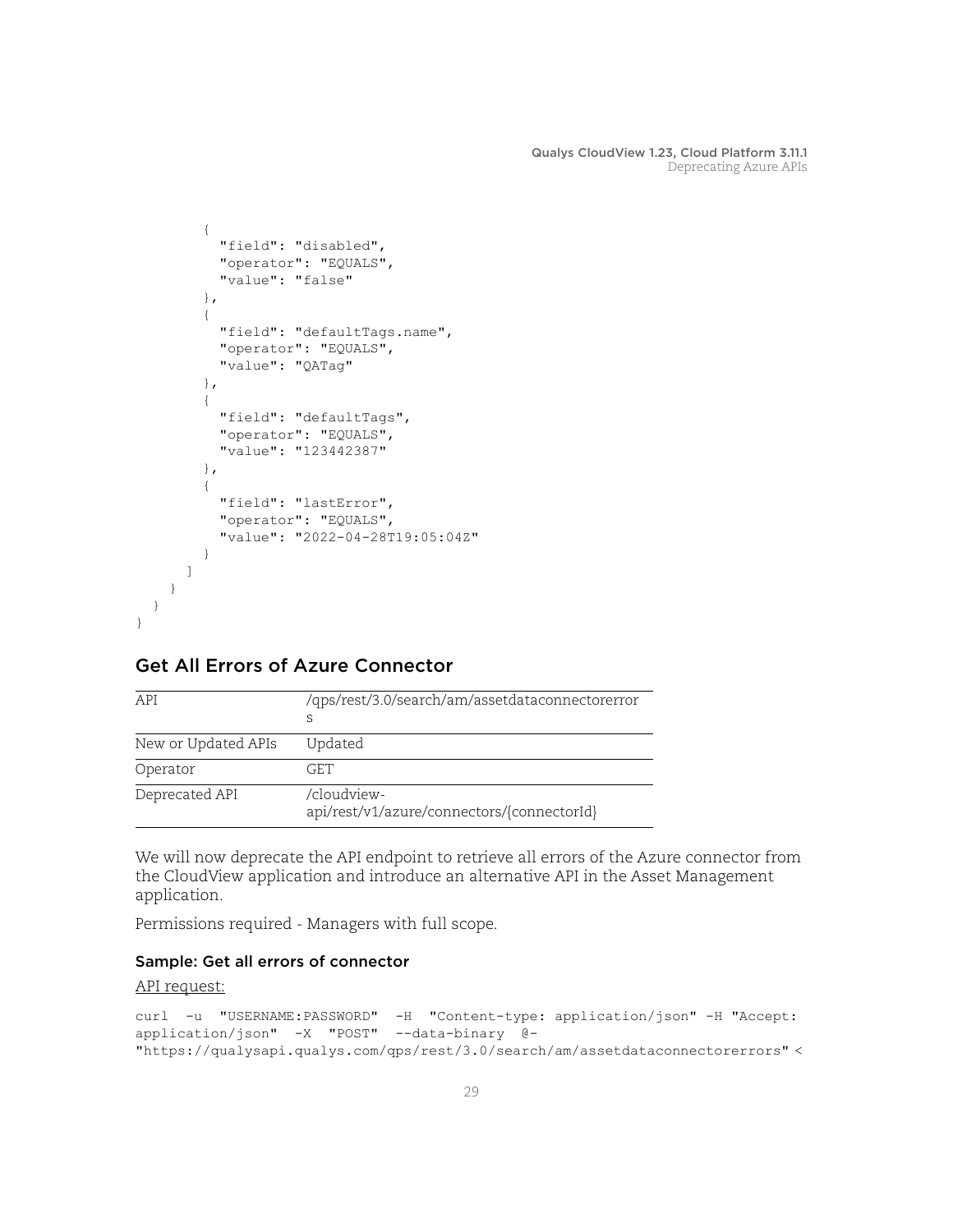```
        {
          "field": "disabled",
          "operator": "EQUALS",
          "value": "false"
        },
        {
          "field": "defaultTags.name",
          "operator": "EQUALS",
          "value": "QATag"
        },
        {
          "field": "defaultTags",
          "operator": "EQUALS",
          "value": "123442387"
        },
        {
          "field": "lastError",
          "operator": "EQUALS",
          "value": "2022-04-28T19:05:04Z"
        }
      ]
    }
  }
}
```

## Get All Errors of Azure Connector

| API | /qps/rest/3.0/search/am/assetdataconnectorerrors |
|---|---|
| New or Updated APIs | Updated |
| Operator | GET |
| Deprecated API | /cloudview-api/rest/v1/azure/connectors/{connectorId} |

We will now deprecate the API endpoint to retrieve all errors of the Azure connector from the CloudView application and introduce an alternative API in the Asset Management application.

Permissions required - Managers with full scope.

### Sample: Get all errors of connector

API request:

```
curl  -u  "USERNAME:PASSWORD"  -H  "Content-type: application/json" -H "Accept: application/json"  -X  "POST"  --data-binary  @-
"https://qualysapi.qualys.com/qps/rest/3.0/search/am/assetdataconnectorerrors" <
```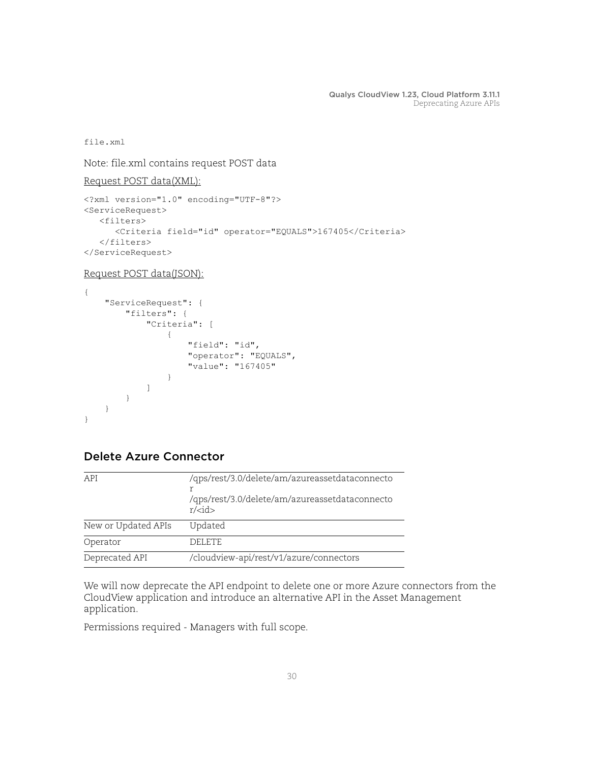file.xml

Note: file.xml contains request POST data

Request POST data(XML):

```
<?xml version="1.0" encoding="UTF-8"?>
<ServiceRequest>
   <filters>
      <Criteria field="id" operator="EQUALS">167405</Criteria>
   </filters>
</ServiceRequest>
```

Request POST data(JSON):

```
{
    "ServiceRequest": {
        "filters": {
            "Criteria": [
                {
                    "field": "id",
                    "operator": "EQUALS",
                    "value": "167405"
                }
            ]
        }
    }
}
```

## Delete Azure Connector

| API | /qps/rest/3.0/delete/am/azureassetdataconnector<br>/qps/rest/3.0/delete/am/azureassetdataconnector/<id> |
|---|---|
| New or Updated APIs | Updated |
| Operator | DELETE |
| Deprecated API | /cloudview-api/rest/v1/azure/connectors |

We will now deprecate the API endpoint to delete one or more Azure connectors from the CloudView application and introduce an alternative API in the Asset Management application.

Permissions required - Managers with full scope.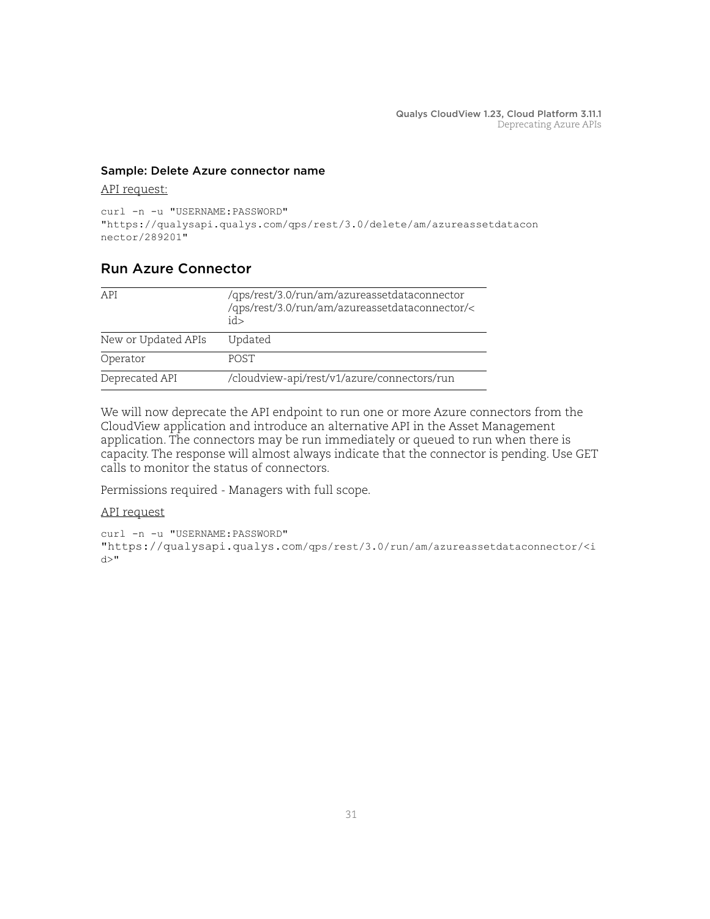### Sample: Delete Azure connector name

API request:

```
curl -n -u "USERNAME:PASSWORD"
"https://qualysapi.qualys.com/qps/rest/3.0/delete/am/azureassetdatacon
nector/289201"
```

## Run Azure Connector

| API | /qps/rest/3.0/run/am/azureassetdataconnector<br>/qps/rest/3.0/run/am/azureassetdataconnector/<id> |
|---|---|
| New or Updated APIs | Updated |
| Operator | POST |
| Deprecated API | /cloudview-api/rest/v1/azure/connectors/run |

We will now deprecate the API endpoint to run one or more Azure connectors from the CloudView application and introduce an alternative API in the Asset Management application. The connectors may be run immediately or queued to run when there is capacity. The response will almost always indicate that the connector is pending. Use GET calls to monitor the status of connectors.

Permissions required - Managers with full scope.

API request

```
curl -n -u "USERNAME:PASSWORD"
"https://qualysapi.qualys.com/qps/rest/3.0/run/am/azureassetdataconnector/<i
d>"
```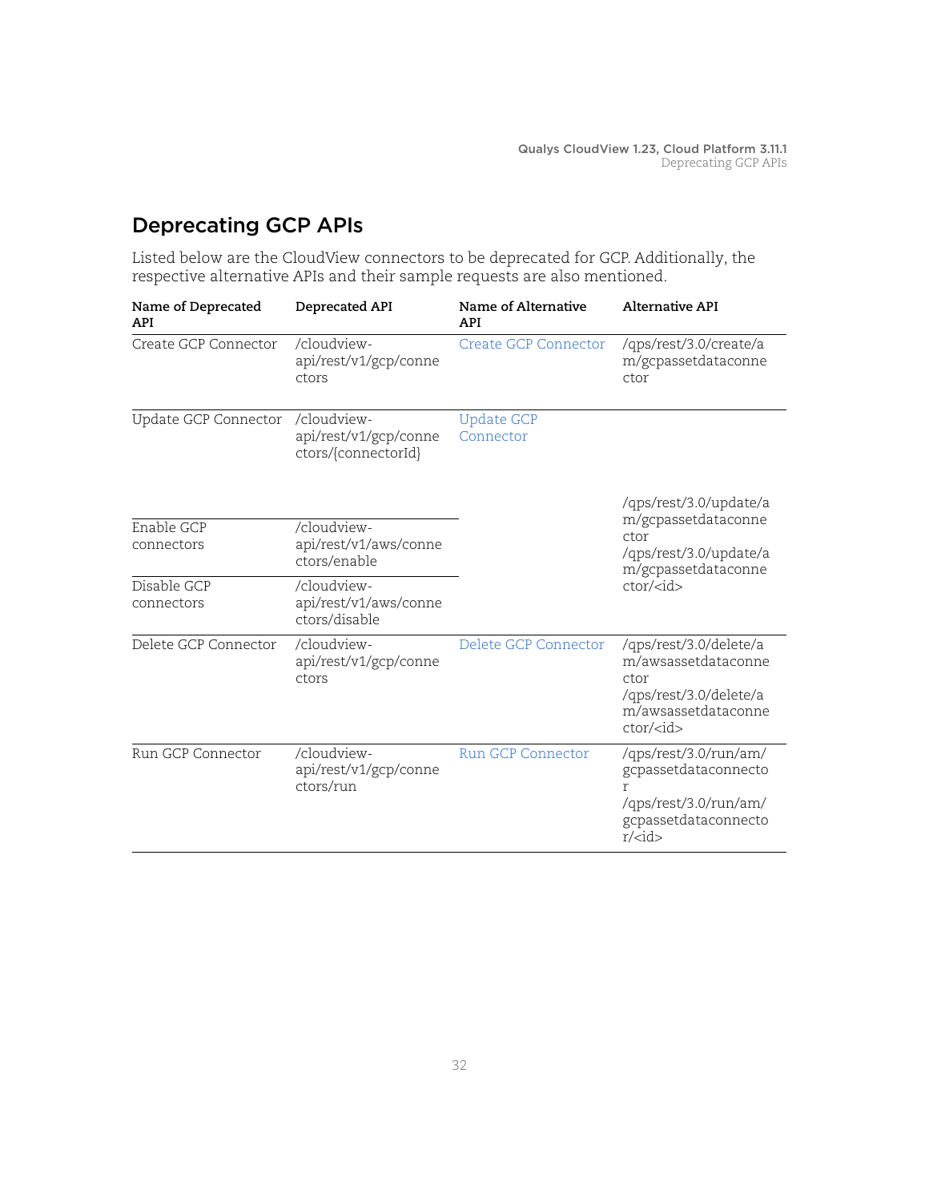## Deprecating GCP APIs

Listed below are the CloudView connectors to be deprecated for GCP. Additionally, the respective alternative APIs and their sample requests are also mentioned.

| Name of Deprecated API | Deprecated API | Name of Alternative API | Alternative API |
|---|---|---|---|
| Create GCP Connector | /cloudview-api/rest/v1/gcp/connectors | Create GCP Connector | /qps/rest/3.0/create/am/gcpassetdataconnector |
| Update GCP Connector | /cloudview-api/rest/v1/gcp/connectors/{connectorId} | Update GCP Connector | /qps/rest/3.0/update/am/gcpassetdataconnector /qps/rest/3.0/update/am/gcpassetdataconnector/<id> |
| Enable GCP connectors | /cloudview-api/rest/v1/aws/connectors/enable | | |
| Disable GCP connectors | /cloudview-api/rest/v1/aws/connectors/disable | | |
| Delete GCP Connector | /cloudview-api/rest/v1/gcp/connectors | Delete GCP Connector | /qps/rest/3.0/delete/am/awsassetdataconnector /qps/rest/3.0/delete/am/awsassetdataconnector/<id> |
| Run GCP Connector | /cloudview-api/rest/v1/gcp/connectors/run | Run GCP Connector | /qps/rest/3.0/run/am/gcpassetdataconnector /qps/rest/3.0/run/am/gcpassetdataconnector/<id> |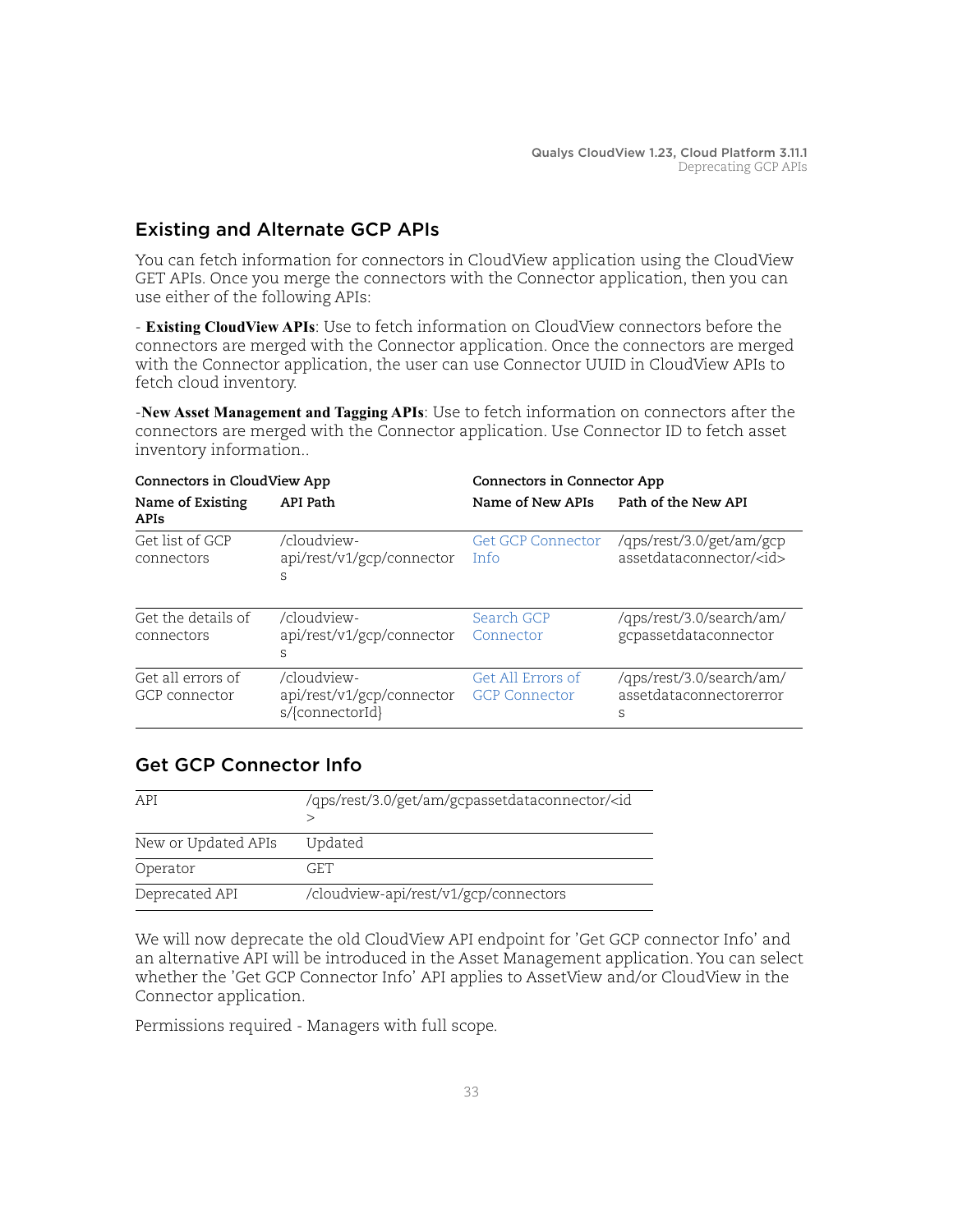## Existing and Alternate GCP APIs

You can fetch information for connectors in CloudView application using the CloudView GET APIs. Once you merge the connectors with the Connector application, then you can use either of the following APIs:

- **Existing CloudView APIs**: Use to fetch information on CloudView connectors before the connectors are merged with the Connector application. Once the connectors are merged with the Connector application, the user can use Connector UUID in CloudView APIs to fetch cloud inventory.

-**New Asset Management and Tagging APIs**: Use to fetch information on connectors after the connectors are merged with the Connector application. Use Connector ID to fetch asset inventory information..

| Connectors in CloudView App | | Connectors in Connector App | |
|---|---|---|---|
| **Name of Existing APIs** | **API Path** | **Name of New APIs** | **Path of the New API** |
| Get list of GCP connectors | /cloudview-api/rest/v1/gcp/connectors | Get GCP Connector Info | /qps/rest/3.0/get/am/gcpassetdataconnector/<id> |
| Get the details of connectors | /cloudview-api/rest/v1/gcp/connectors | Search GCP Connector | /qps/rest/3.0/search/am/gcpassetdataconnector |
| Get all errors of GCP connector | /cloudview-api/rest/v1/gcp/connectors/{connectorId} | Get All Errors of GCP Connector | /qps/rest/3.0/search/am/assetdataconnectorerrors |

## Get GCP Connector Info

| | |
|---|---|
| API | /qps/rest/3.0/get/am/gcpassetdataconnector/<id> |
| New or Updated APIs | Updated |
| Operator | GET |
| Deprecated API | /cloudview-api/rest/v1/gcp/connectors |

We will now deprecate the old CloudView API endpoint for 'Get GCP connector Info' and an alternative API will be introduced in the Asset Management application. You can select whether the 'Get GCP Connector Info' API applies to AssetView and/or CloudView in the Connector application.

Permissions required - Managers with full scope.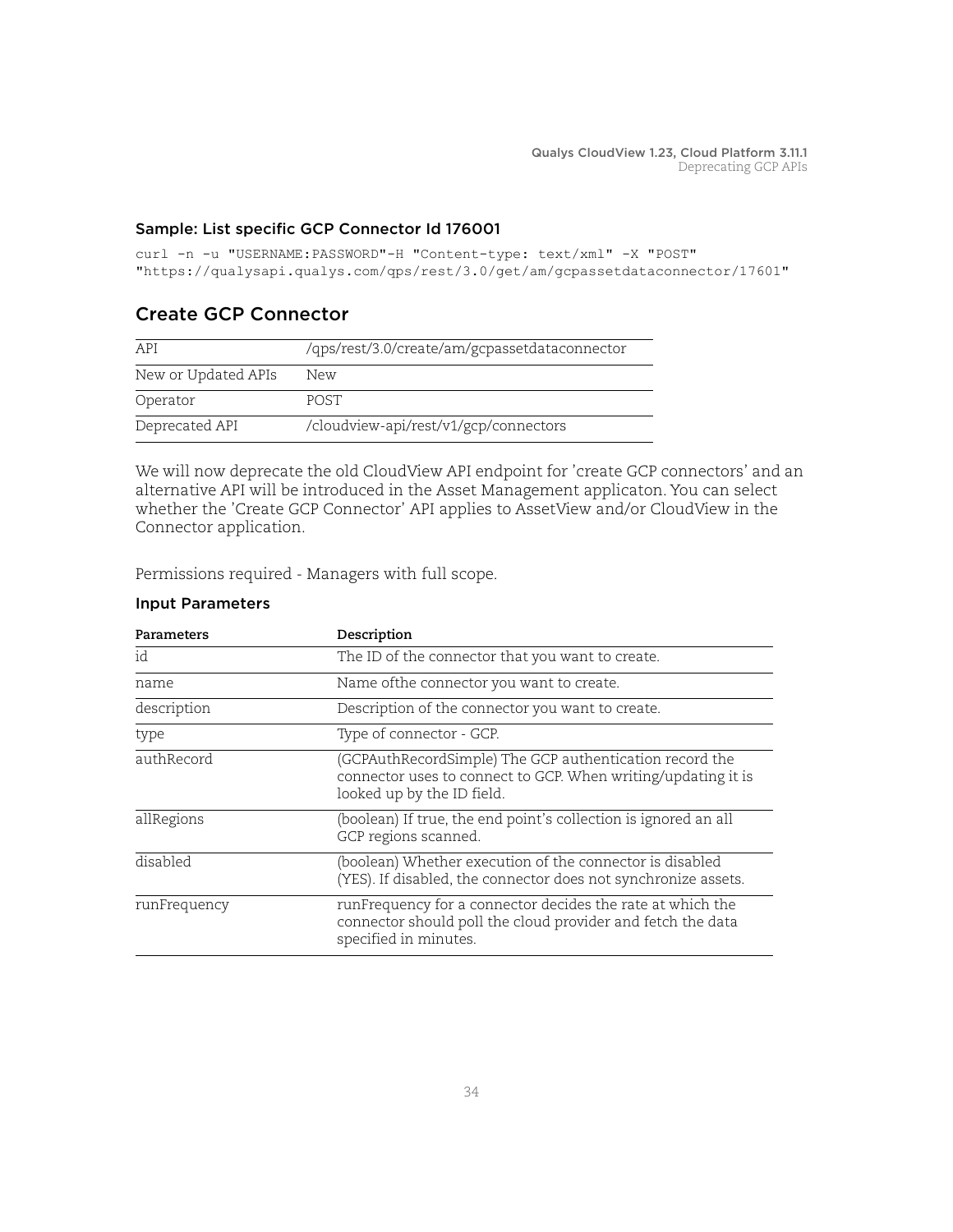### Sample: List specific GCP Connector Id 176001

```
curl -n -u "USERNAME:PASSWORD"-H "Content-type: text/xml" -X "POST"
"https://qualysapi.qualys.com/qps/rest/3.0/get/am/gcpassetdataconnector/17601"
```

## Create GCP Connector

| API | /qps/rest/3.0/create/am/gcpassetdataconnector |
|---|---|
| New or Updated APIs | New |
| Operator | POST |
| Deprecated API | /cloudview-api/rest/v1/gcp/connectors |

We will now deprecate the old CloudView API endpoint for 'create GCP connectors' and an alternative API will be introduced in the Asset Management applicaton. You can select whether the 'Create GCP Connector' API applies to AssetView and/or CloudView in the Connector application.

Permissions required - Managers with full scope.

### Input Parameters

| Parameters | Description |
|---|---|
| id | The ID of the connector that you want to create. |
| name | Name ofthe connector you want to create. |
| description | Description of the connector you want to create. |
| type | Type of connector - GCP. |
| authRecord | (GCPAuthRecordSimple) The GCP authentication record the connector uses to connect to GCP. When writing/updating it is looked up by the ID field. |
| allRegions | (boolean) If true, the end point's collection is ignored an all GCP regions scanned. |
| disabled | (boolean) Whether execution of the connector is disabled (YES). If disabled, the connector does not synchronize assets. |
| runFrequency | runFrequency for a connector decides the rate at which the connector should poll the cloud provider and fetch the data specified in minutes. |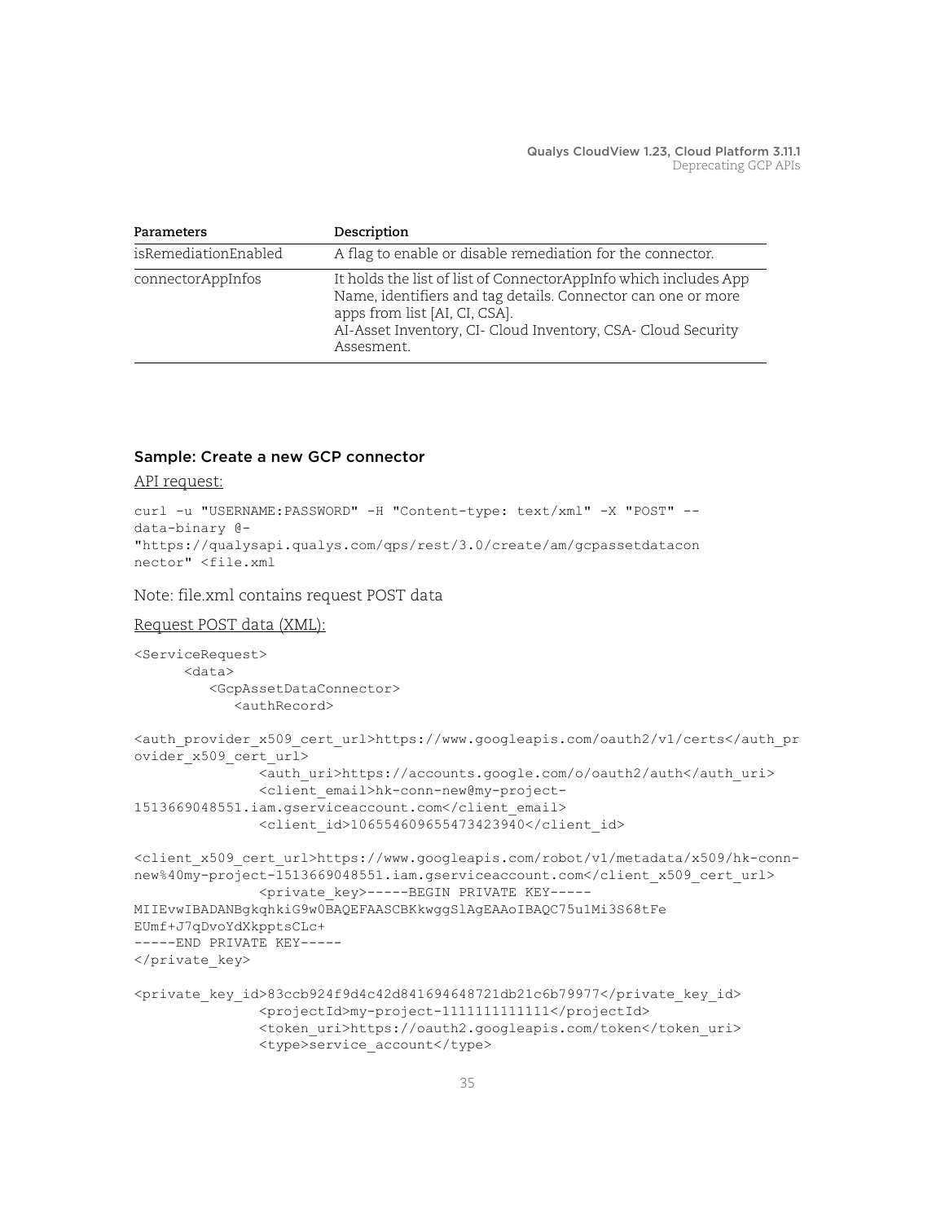| Parameters | Description |
|---|---|
| isRemediationEnabled | A flag to enable or disable remediation for the connector. |
| connectorAppInfos | It holds the list of list of ConnectorAppInfo which includes App Name, identifiers and tag details. Connector can one or more apps from list [AI, CI, CSA]. AI-Asset Inventory, CI- Cloud Inventory, CSA- Cloud Security Assesment. |

### Sample: Create a new GCP connector

API request:

```
curl -u "USERNAME:PASSWORD" -H "Content-type: text/xml" -X "POST" --
data-binary @-
"https://qualysapi.qualys.com/qps/rest/3.0/create/am/gcpassetdatacon
nector" <file.xml
```

Note: file.xml contains request POST data

Request POST data (XML):

```
<ServiceRequest>
      <data>
         <GcpAssetDataConnector>
            <authRecord>

<auth_provider_x509_cert_url>https://www.googleapis.com/oauth2/v1/certs</auth_pr
ovider_x509_cert_url>
               <auth_uri>https://accounts.google.com/o/oauth2/auth</auth_uri>
               <client_email>hk-conn-new@my-project-
1513669048551.iam.gserviceaccount.com</client_email>
               <client_id>106554609655473423940</client_id>

<client_x509_cert_url>https://www.googleapis.com/robot/v1/metadata/x509/hk-conn-
new%40my-project-1513669048551.iam.gserviceaccount.com</client_x509_cert_url>
               <private_key>-----BEGIN PRIVATE KEY-----
MIIEvwIBADANBgkqhkiG9w0BAQEFAASCBKkwggSlAgEAAoIBAQC75u1Mi3S68tFe
EUmf+J7qDvoYdXkpptsCLc+
-----END PRIVATE KEY-----
</private_key>

<private_key_id>83ccb924f9d4c42d841694648721db21c6b79977</private_key_id>
               <projectId>my-project-1111111111111</projectId>
               <token_uri>https://oauth2.googleapis.com/token</token_uri>
               <type>service_account</type>
```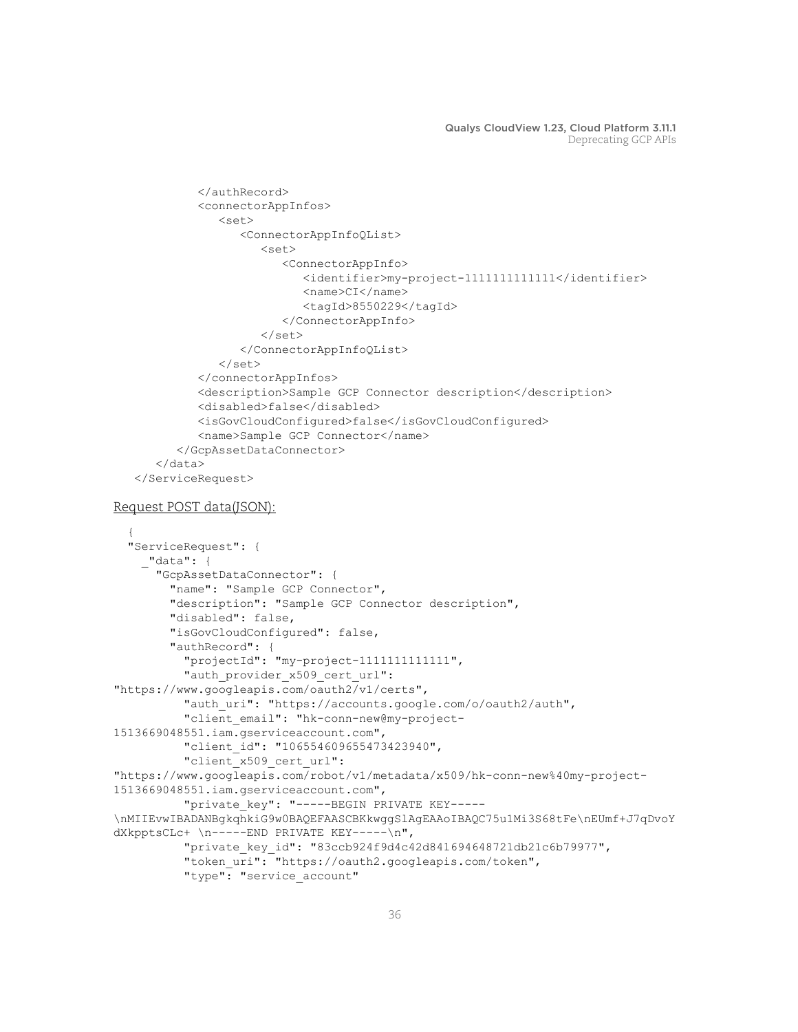```
            </authRecord>
            <connectorAppInfos>
               <set>
                  <ConnectorAppInfoQList>
                     <set>
                        <ConnectorAppInfo>
                           <identifier>my-project-1111111111111</identifier>
                           <name>CI</name>
                           <tagId>8550229</tagId>
                        </ConnectorAppInfo>
                     </set>
                  </ConnectorAppInfoQList>
               </set>
            </connectorAppInfos>
            <description>Sample GCP Connector description</description>
            <disabled>false</disabled>
            <isGovCloudConfigured>false</isGovCloudConfigured>
            <name>Sample GCP Connector</name>
         </GcpAssetDataConnector>
      </data>
   </ServiceRequest>
```

Request POST data(JSON):

```
  {
  "ServiceRequest": {
    "data": {
      "GcpAssetDataConnector": {
        "name": "Sample GCP Connector",
        "description": "Sample GCP Connector description",
        "disabled": false,
        "isGovCloudConfigured": false,
        "authRecord": {
          "projectId": "my-project-1111111111111",
          "auth_provider_x509_cert_url": 
"https://www.googleapis.com/oauth2/v1/certs",
          "auth_uri": "https://accounts.google.com/o/oauth2/auth",
          "client_email": "hk-conn-new@my-project-
1513669048551.iam.gserviceaccount.com",
          "client_id": "106554609655473423940",
          "client_x509_cert_url": 
"https://www.googleapis.com/robot/v1/metadata/x509/hk-conn-new%40my-project-
1513669048551.iam.gserviceaccount.com",
          "private_key": "-----BEGIN PRIVATE KEY-----
\nMIIEvwIBADANBgkqhkiG9w0BAQEFAASCBKkwggSlAgEAAoIBAQC75u1Mi3S68tFe\nEUmf+J7qDvoY
dXkpptsCLc+ \n-----END PRIVATE KEY-----\n",
          "private_key_id": "83ccb924f9d4c42d841694648721db21c6b79977",
          "token_uri": "https://oauth2.googleapis.com/token",
          "type": "service_account"
```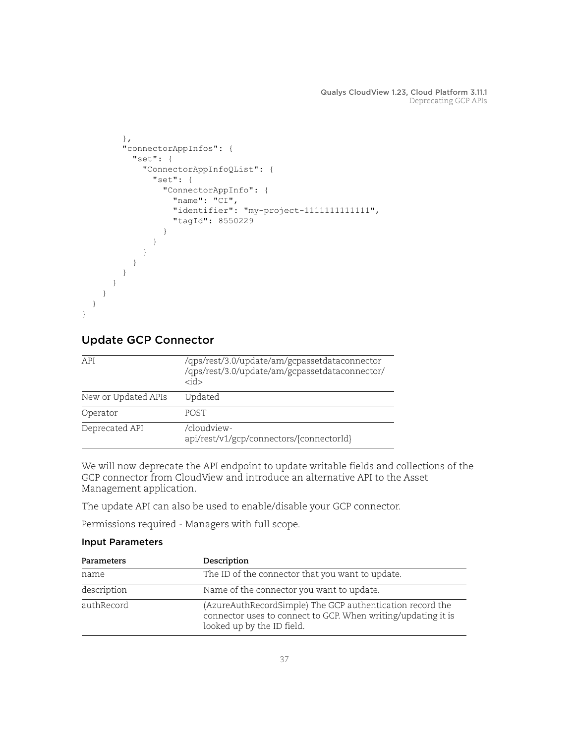```
        },
        "connectorAppInfos": {
          "set": {
            "ConnectorAppInfoQList": {
              "set": {
                "ConnectorAppInfo": {
                  "name": "CI",
                  "identifier": "my-project-1111111111111",
                  "tagId": 8550229
                }
              }
            }
          }
        }
      }
    }
  }
}
```

## Update GCP Connector

| | |
|---|---|
| API | /qps/rest/3.0/update/am/gcpassetdataconnector<br>/qps/rest/3.0/update/am/gcpassetdataconnector/<id> |
| New or Updated APIs | Updated |
| Operator | POST |
| Deprecated API | /cloudview-api/rest/v1/gcp/connectors/{connectorId} |

We will now deprecate the API endpoint to update writable fields and collections of the GCP connector from CloudView and introduce an alternative API to the Asset Management application.

The update API can also be used to enable/disable your GCP connector.

Permissions required - Managers with full scope.

### Input Parameters

| Parameters | Description |
|---|---|
| name | The ID of the connector that you want to update. |
| description | Name of the connector you want to update. |
| authRecord | (AzureAuthRecordSimple) The GCP authentication record the connector uses to connect to GCP. When writing/updating it is looked up by the ID field. |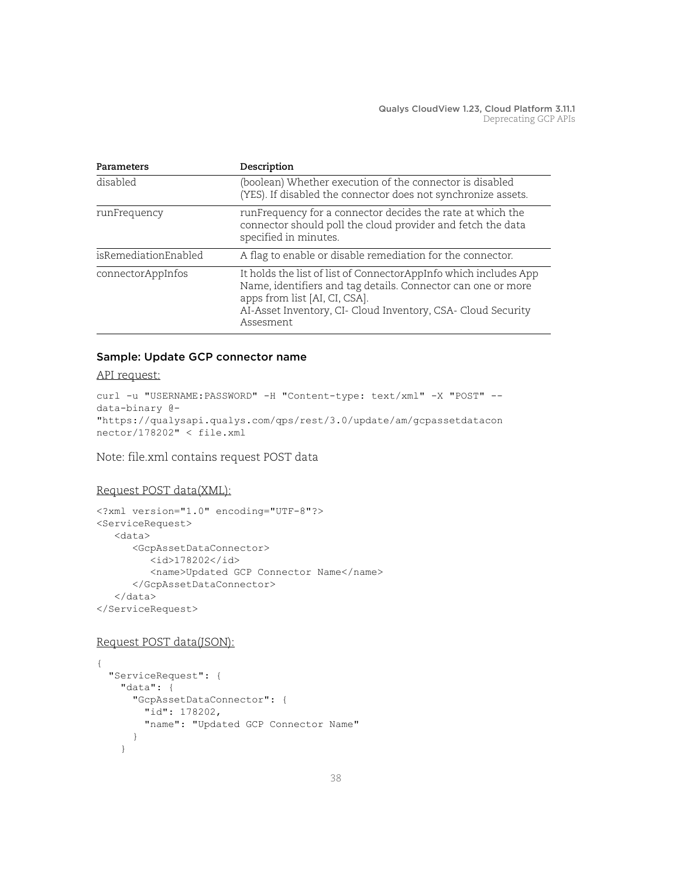| Parameters | Description |
|---|---|
| disabled | (boolean) Whether execution of the connector is disabled (YES). If disabled the connector does not synchronize assets. |
| runFrequency | runFrequency for a connector decides the rate at which the connector should poll the cloud provider and fetch the data specified in minutes. |
| isRemediationEnabled | A flag to enable or disable remediation for the connector. |
| connectorAppInfos | It holds the list of list of ConnectorAppInfo which includes App Name, identifiers and tag details. Connector can one or more apps from list [AI, CI, CSA].<br>AI-Asset Inventory, CI- Cloud Inventory, CSA- Cloud Security Assesment |

### Sample: Update GCP connector name

API request:

```
curl -u "USERNAME:PASSWORD" -H "Content-type: text/xml" -X "POST" --
data-binary @-
"https://qualysapi.qualys.com/qps/rest/3.0/update/am/gcpassetdatacon
nector/178202" < file.xml
```

Note: file.xml contains request POST data

Request POST data(XML):

```
<?xml version="1.0" encoding="UTF-8"?>
<ServiceRequest>
   <data>
      <GcpAssetDataConnector>
         <id>178202</id>
         <name>Updated GCP Connector Name</name>
      </GcpAssetDataConnector>
   </data>
</ServiceRequest>
```

Request POST data(JSON):

```
{
  "ServiceRequest": {
    "data": {
      "GcpAssetDataConnector": {
        "id": 178202,
        "name": "Updated GCP Connector Name"
      }
    }
```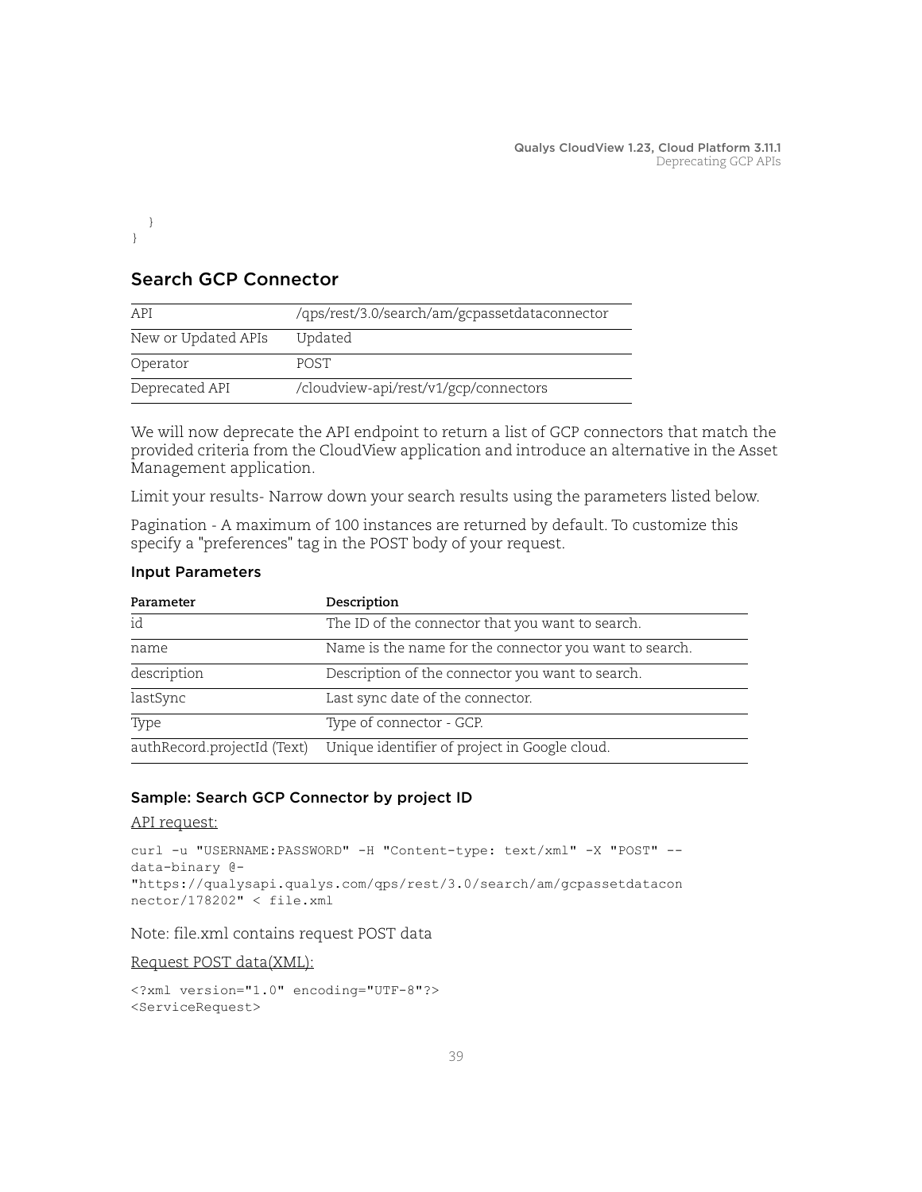```
    }
}
```

## Search GCP Connector

| API | /qps/rest/3.0/search/am/gcpassetdataconnector |
|---|---|
| New or Updated APIs | Updated |
| Operator | POST |
| Deprecated API | /cloudview-api/rest/v1/gcp/connectors |

We will now deprecate the API endpoint to return a list of GCP connectors that match the provided criteria from the CloudView application and introduce an alternative in the Asset Management application.

Limit your results- Narrow down your search results using the parameters listed below.

Pagination - A maximum of 100 instances are returned by default. To customize this specify a "preferences" tag in the POST body of your request.

### Input Parameters

| Parameter | Description |
|---|---|
| id | The ID of the connector that you want to search. |
| name | Name is the name for the connector you want to search. |
| description | Description of the connector you want to search. |
| lastSync | Last sync date of the connector. |
| Type | Type of connector - GCP. |
| authRecord.projectId (Text) | Unique identifier of project in Google cloud. |

### Sample: Search GCP Connector by project ID

API request:

```
curl -u "USERNAME:PASSWORD" -H "Content-type: text/xml" -X "POST" --
data-binary @-
"https://qualysapi.qualys.com/qps/rest/3.0/search/am/gcpassetdatacon
nector/178202" < file.xml
```

Note: file.xml contains request POST data

Request POST data(XML):

```
<?xml version="1.0" encoding="UTF-8"?>
<ServiceRequest>
```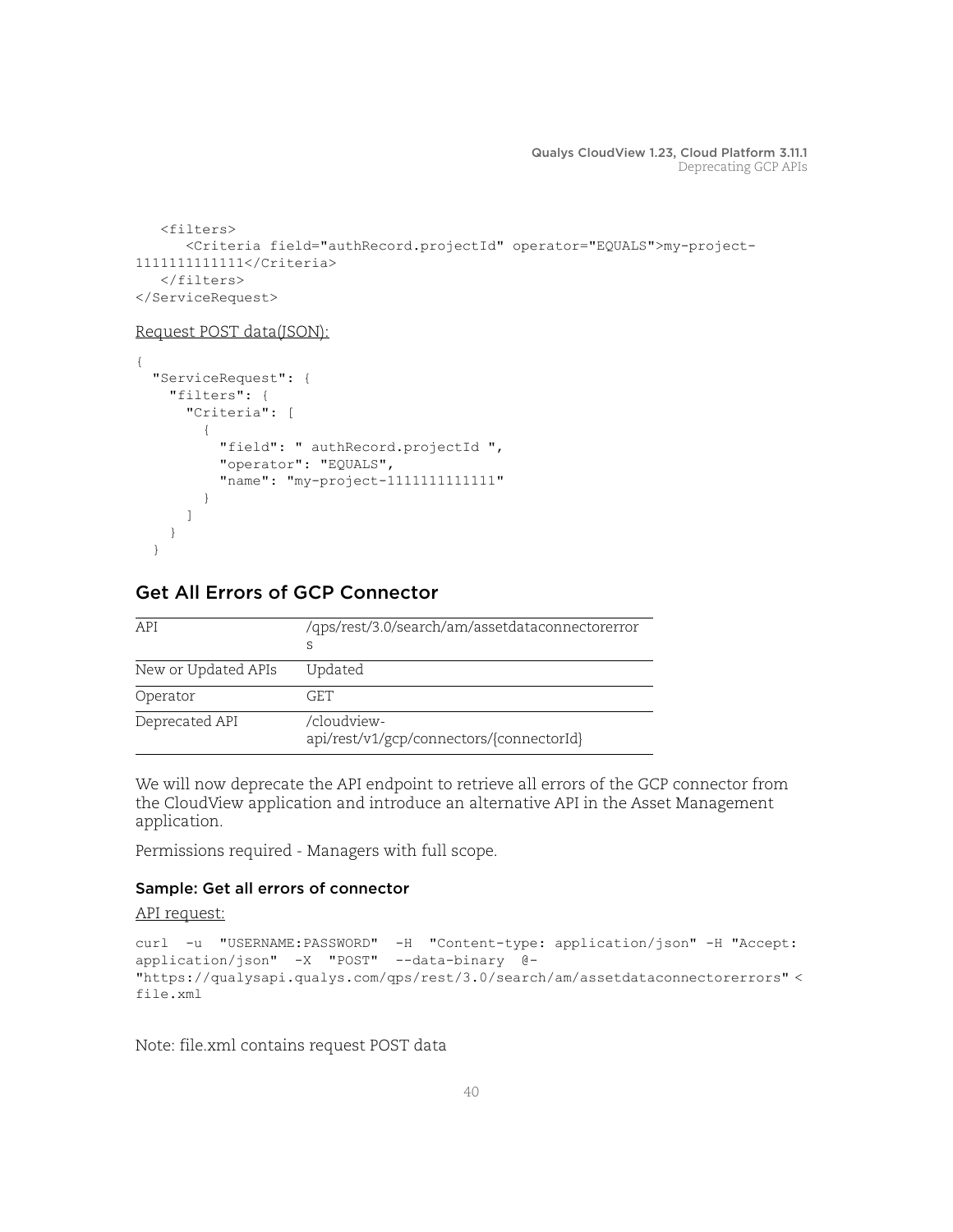```
   <filters>
      <Criteria field="authRecord.projectId" operator="EQUALS">my-project-
1111111111111</Criteria>
   </filters>
</ServiceRequest>
```

Request POST data(JSON):

```
{
  "ServiceRequest": {
    "filters": {
      "Criteria": [
        {
          "field": " authRecord.projectId ",
          "operator": "EQUALS",
          "name": "my-project-1111111111111"
        }
      ]
    }
  }
```

## Get All Errors of GCP Connector

| API | /qps/rest/3.0/search/am/assetdataconnectorerrors |
|---|---|
| New or Updated APIs | Updated |
| Operator | GET |
| Deprecated API | /cloudview-api/rest/v1/gcp/connectors/{connectorId} |

We will now deprecate the API endpoint to retrieve all errors of the GCP connector from the CloudView application and introduce an alternative API in the Asset Management application.

Permissions required - Managers with full scope.

### Sample: Get all errors of connector

API request:

```
curl  -u  "USERNAME:PASSWORD"  -H  "Content-type: application/json" -H "Accept:
application/json"  -X  "POST"  --data-binary  @-
"https://qualysapi.qualys.com/qps/rest/3.0/search/am/assetdataconnectorerrors" <
file.xml
```

Note: file.xml contains request POST data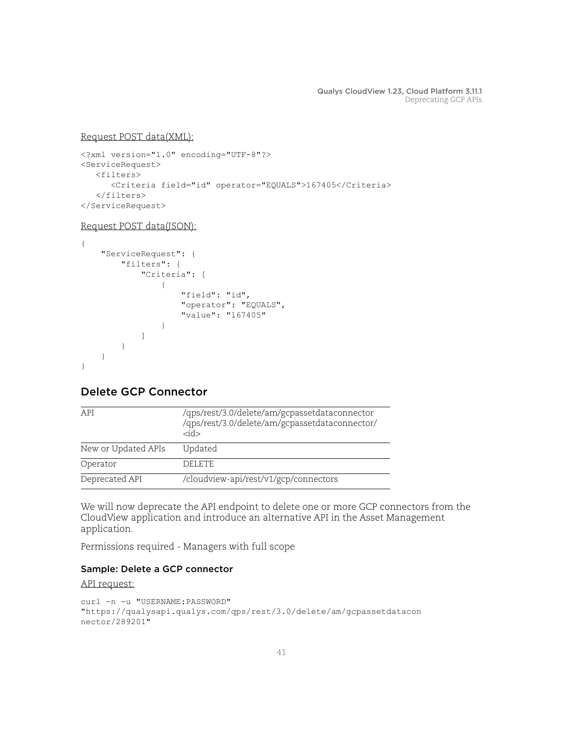Request POST data(XML):

```
<?xml version="1.0" encoding="UTF-8"?>
<ServiceRequest>
   <filters>
      <Criteria field="id" operator="EQUALS">167405</Criteria>
   </filters>
</ServiceRequest>
```

Request POST data(JSON):

```
{
    "ServiceRequest": {
        "filters": {
            "Criteria": [
                {
                    "field": "id",
                    "operator": "EQUALS",
                    "value": "167405"
                }
            ]
        }
    }
}
```

## Delete GCP Connector

| API | /qps/rest/3.0/delete/am/gcpassetdataconnector<br>/qps/rest/3.0/delete/am/gcpassetdataconnector/<id> |
|---|---|
| New or Updated APIs | Updated |
| Operator | DELETE |
| Deprecated API | /cloudview-api/rest/v1/gcp/connectors |

We will now deprecate the API endpoint to delete one or more GCP connectors from the CloudView application and introduce an alternative API in the Asset Management application.

Permissions required - Managers with full scope

### Sample: Delete a GCP connector

API request:

```
curl -n -u "USERNAME:PASSWORD"
"https://qualysapi.qualys.com/qps/rest/3.0/delete/am/gcpassetdatacon
nector/289201"
```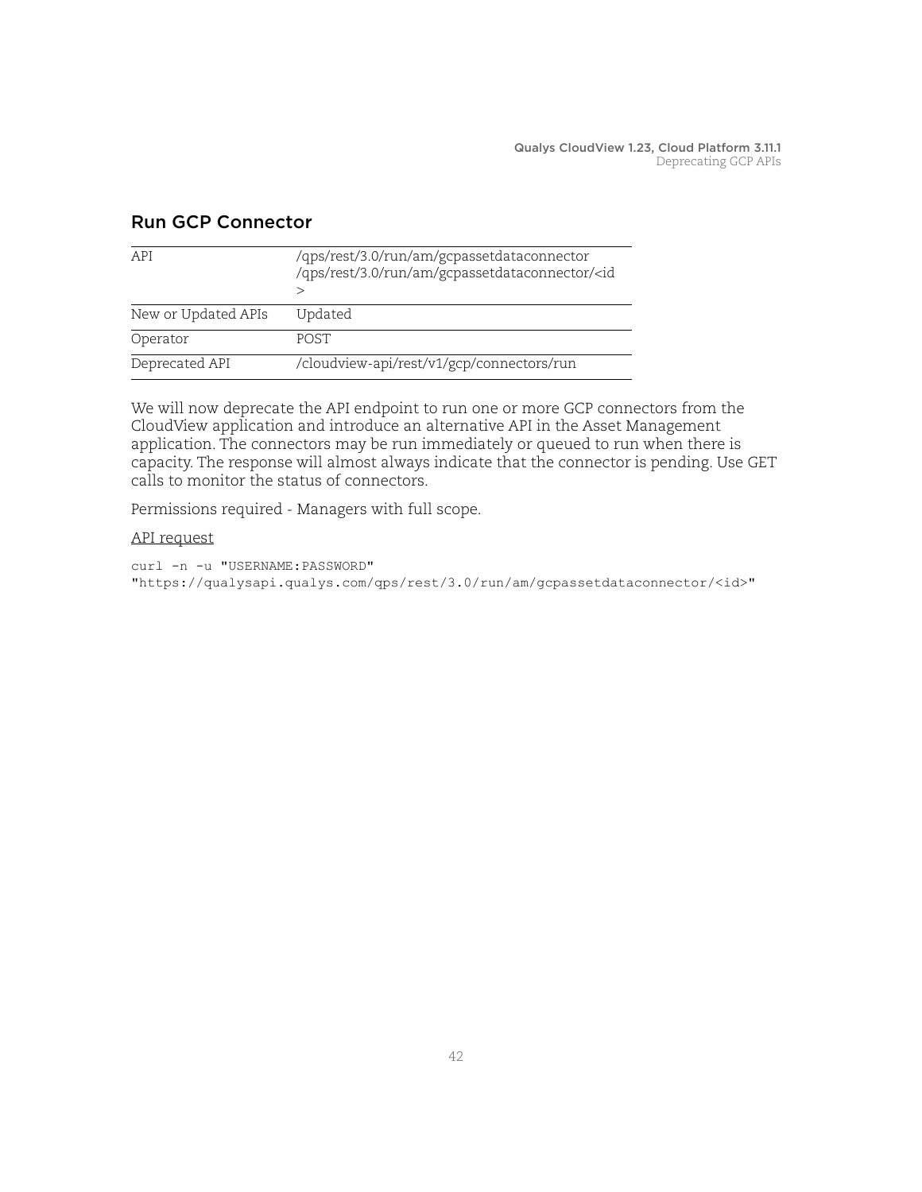## Run GCP Connector

| API | /qps/rest/3.0/run/am/gcpassetdataconnector /qps/rest/3.0/run/am/gcpassetdataconnector/<id> |
| --- | --- |
| New or Updated APIs | Updated |
| Operator | POST |
| Deprecated API | /cloudview-api/rest/v1/gcp/connectors/run |

We will now deprecate the API endpoint to run one or more GCP connectors from the CloudView application and introduce an alternative API in the Asset Management application. The connectors may be run immediately or queued to run when there is capacity. The response will almost always indicate that the connector is pending. Use GET calls to monitor the status of connectors.

Permissions required - Managers with full scope.

API request

```
curl -n -u "USERNAME:PASSWORD"
"https://qualysapi.qualys.com/qps/rest/3.0/run/am/gcpassetdataconnector/<id>"
```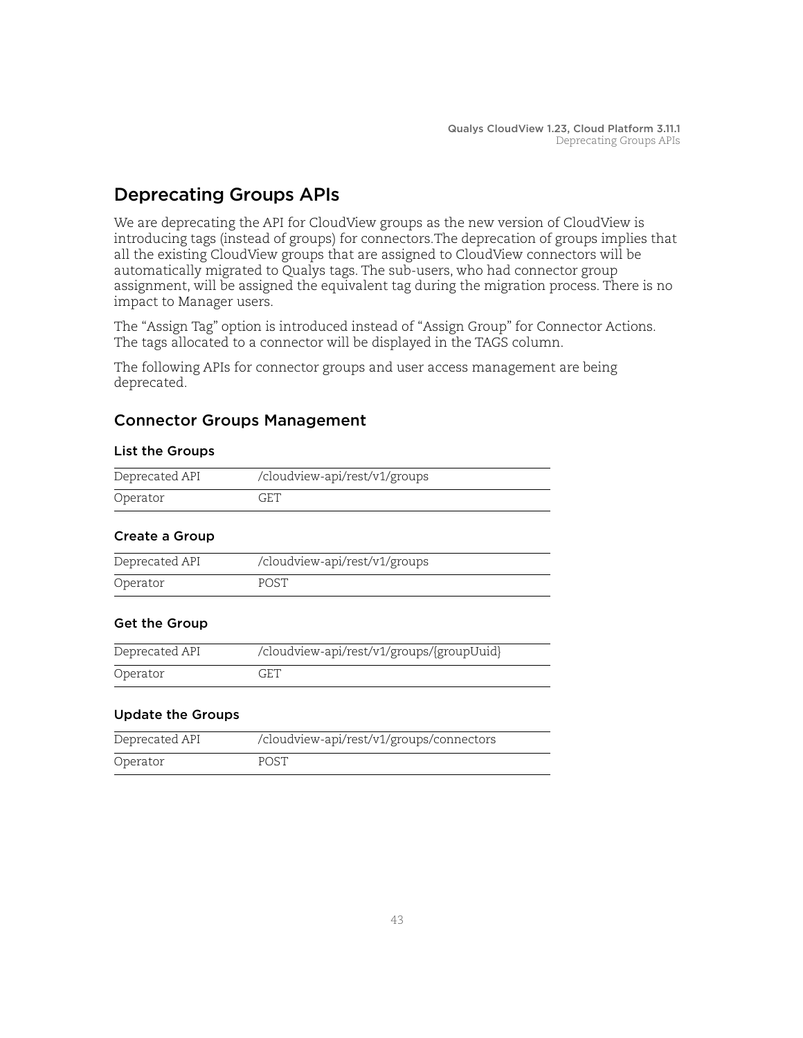# Deprecating Groups APIs

We are deprecating the API for CloudView groups as the new version of CloudView is introducing tags (instead of groups) for connectors.The deprecation of groups implies that all the existing CloudView groups that are assigned to CloudView connectors will be automatically migrated to Qualys tags. The sub-users, who had connector group assignment, will be assigned the equivalent tag during the migration process. There is no impact to Manager users.

The "Assign Tag" option is introduced instead of "Assign Group" for Connector Actions. The tags allocated to a connector will be displayed in the TAGS column.

The following APIs for connector groups and user access management are being deprecated.

## Connector Groups Management

### List the Groups

| Deprecated API | /cloudview-api/rest/v1/groups |
|---|---|
| Operator | GET |

### Create a Group

| Deprecated API | /cloudview-api/rest/v1/groups |
|---|---|
| Operator | POST |

### Get the Group

| Deprecated API | /cloudview-api/rest/v1/groups/{groupUuid} |
|---|---|
| Operator | GET |

### Update the Groups

| Deprecated API | /cloudview-api/rest/v1/groups/connectors |
|---|---|
| Operator | POST |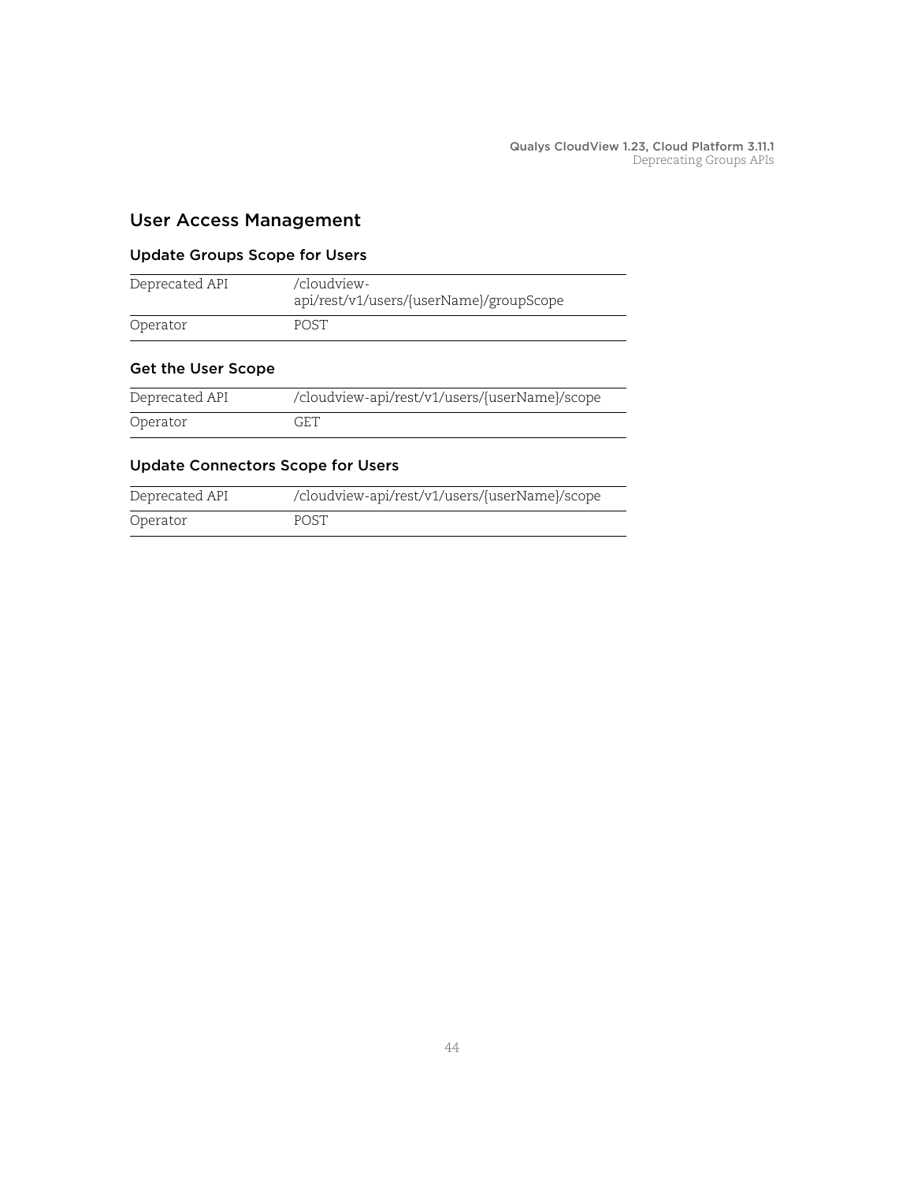## User Access Management

### Update Groups Scope for Users

| | |
|---|---|
| Deprecated API | /cloudview-api/rest/v1/users/{userName}/groupScope |
| Operator | POST |

### Get the User Scope

| | |
|---|---|
| Deprecated API | /cloudview-api/rest/v1/users/{userName}/scope |
| Operator | GET |

### Update Connectors Scope for Users

| | |
|---|---|
| Deprecated API | /cloudview-api/rest/v1/users/{userName}/scope |
| Operator | POST |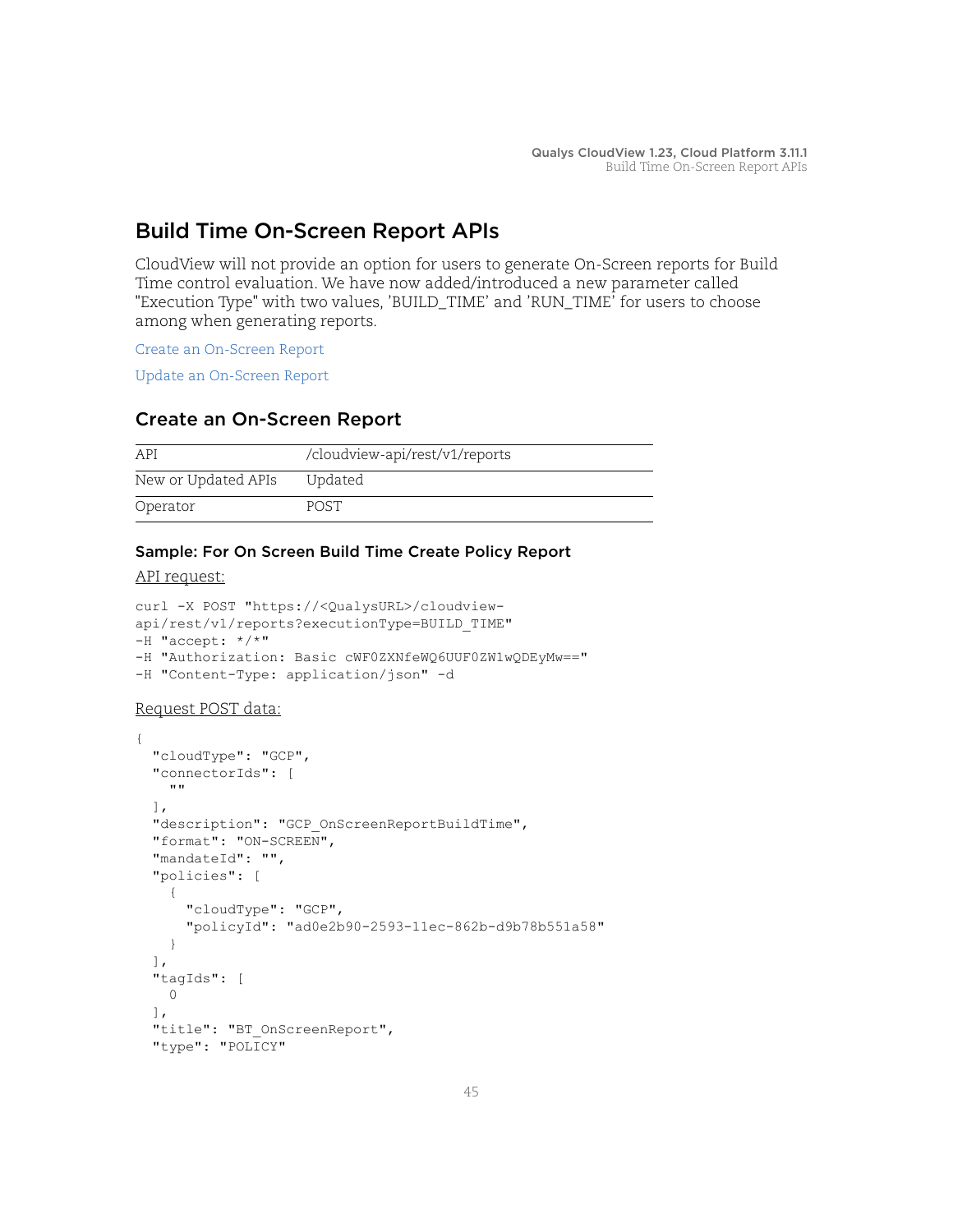# Build Time On-Screen Report APIs

CloudView will not provide an option for users to generate On-Screen reports for Build Time control evaluation. We have now added/introduced a new parameter called "Execution Type" with two values, 'BUILD_TIME' and 'RUN_TIME' for users to choose among when generating reports.

Create an On-Screen Report

Update an On-Screen Report

## Create an On-Screen Report

| API | /cloudview-api/rest/v1/reports |
|---|---|
| New or Updated APIs | Updated |
| Operator | POST |

### Sample: For On Screen Build Time Create Policy Report

API request:

```
curl -X POST "https://<QualysURL>/cloudview-
api/rest/v1/reports?executionType=BUILD_TIME"
-H "accept: */*"
-H "Authorization: Basic cWF0ZXNfeWQ6UUF0ZW1wQDEyMw=="
-H "Content-Type: application/json" -d
```

Request POST data:

```
{
  "cloudType": "GCP",
  "connectorIds": [
    ""
  ],
  "description": "GCP_OnScreenReportBuildTime",
  "format": "ON-SCREEN",
  "mandateId": "",
  "policies": [
    {
      "cloudType": "GCP",
      "policyId": "ad0e2b90-2593-11ec-862b-d9b78b551a58"
    }
  ],
  "tagIds": [
    0
  ],
  "title": "BT_OnScreenReport",
  "type": "POLICY"
```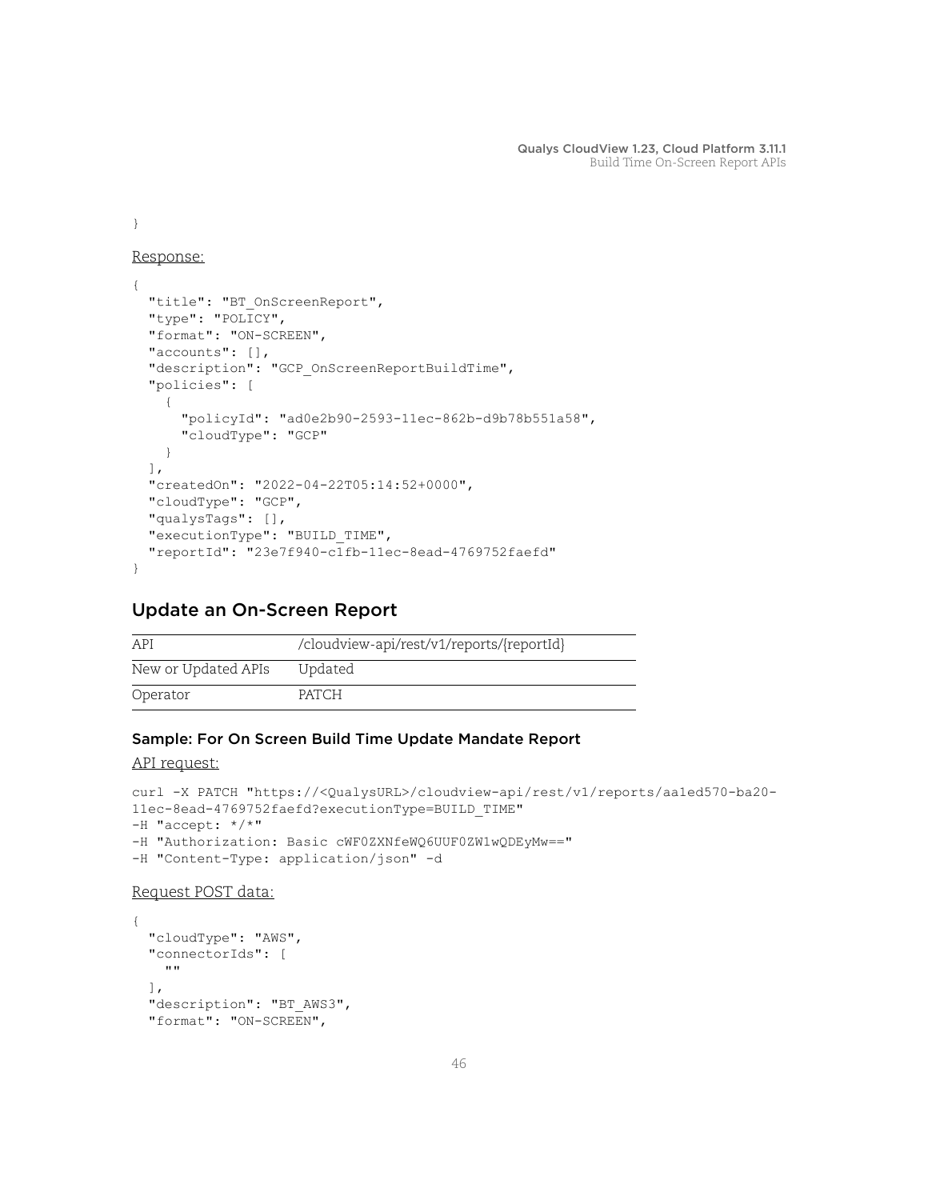```
}
```

Response:

```
{
  "title": "BT_OnScreenReport",
  "type": "POLICY",
  "format": "ON-SCREEN",
  "accounts": [],
  "description": "GCP_OnScreenReportBuildTime",
  "policies": [
    {
      "policyId": "ad0e2b90-2593-11ec-862b-d9b78b551a58",
      "cloudType": "GCP"
    }
  ],
  "createdOn": "2022-04-22T05:14:52+0000",
  "cloudType": "GCP",
  "qualysTags": [],
  "executionType": "BUILD_TIME",
  "reportId": "23e7f940-c1fb-11ec-8ead-4769752faefd"
}
```

## Update an On-Screen Report

| API | /cloudview-api/rest/v1/reports/{reportId} |
|---|---|
| New or Updated APIs | Updated |
| Operator | PATCH |

### Sample: For On Screen Build Time Update Mandate Report

API request:

```
curl -X PATCH "https://<QualysURL>/cloudview-api/rest/v1/reports/aa1ed570-ba20-
11ec-8ead-4769752faefd?executionType=BUILD_TIME"
-H "accept: */*"
-H "Authorization: Basic cWF0ZXNfeWQ6UUF0ZW1wQDEyMw=="
-H "Content-Type: application/json" -d
```

Request POST data:

```
{
  "cloudType": "AWS",
  "connectorIds": [
    ""
  ],
  "description": "BT_AWS3",
  "format": "ON-SCREEN",
```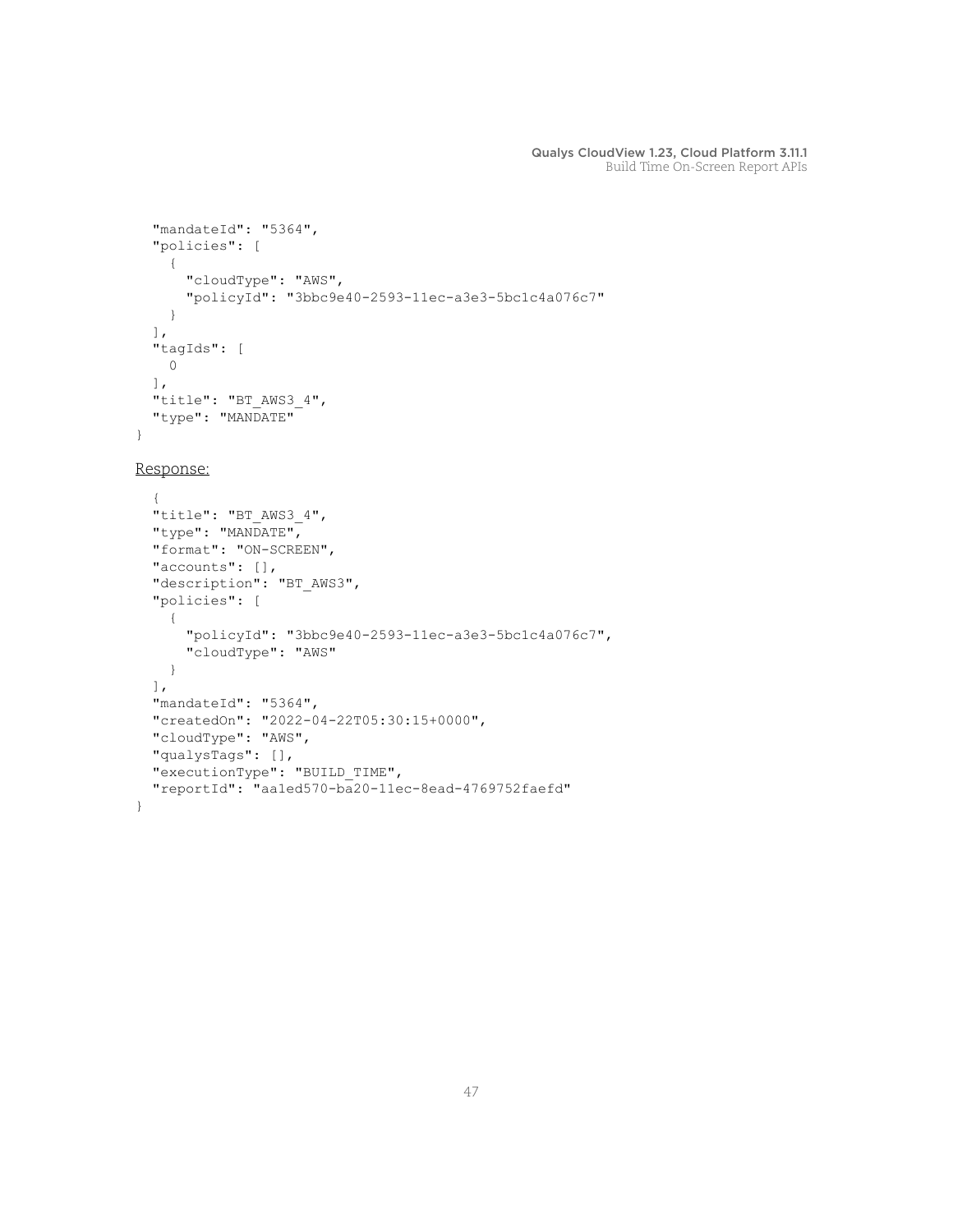```
  "mandateId": "5364",
  "policies": [
    {
      "cloudType": "AWS",
      "policyId": "3bbc9e40-2593-11ec-a3e3-5bc1c4a076c7"
    }
  ],
  "tagIds": [
    0
  ],
  "title": "BT_AWS3_4",
  "type": "MANDATE"
}
```

Response:

```
  {
  "title": "BT_AWS3_4",
  "type": "MANDATE",
  "format": "ON-SCREEN",
  "accounts": [],
  "description": "BT_AWS3",
  "policies": [
    {
      "policyId": "3bbc9e40-2593-11ec-a3e3-5bc1c4a076c7",
      "cloudType": "AWS"
    }
  ],
  "mandateId": "5364",
  "createdOn": "2022-04-22T05:30:15+0000",
  "cloudType": "AWS",
  "qualysTags": [],
  "executionType": "BUILD_TIME",
  "reportId": "aa1ed570-ba20-11ec-8ead-4769752faefd"
}
```